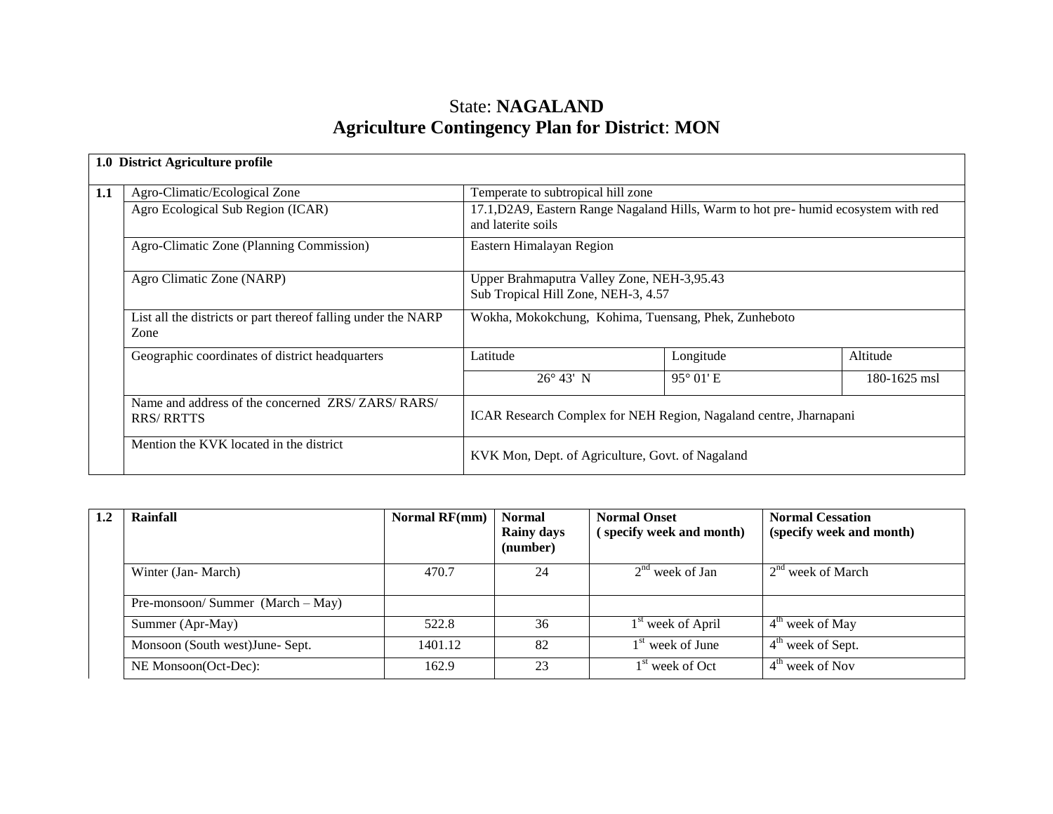# State: **NAGALAND**
# Agriculture Contingency Plan for District: MON

| **1.0 District Agriculture profile** | | | | |
|---|---|---|---|---|
| **1.1** | Agro-Climatic/Ecological Zone | Temperate to subtropical hill zone | | |
| | Agro Ecological Sub Region (ICAR) | 17.1,D2A9, Eastern Range Nagaland Hills, Warm to hot pre- humid ecosystem with red and laterite soils | | |
| | Agro-Climatic Zone (Planning Commission) | Eastern Himalayan Region | | |
| | Agro Climatic Zone (NARP) | Upper Brahmaputra Valley Zone, NEH-3,95.43<br>Sub Tropical Hill Zone, NEH-3, 4.57 | | |
| | List all the districts or part thereof falling under the NARP Zone | Wokha, Mokokchung, Kohima, Tuensang, Phek, Zunheboto | | |
| | Geographic coordinates of district headquarters | Latitude | Longitude | Altitude |
| | | 26° 43' N | 95° 01' E | 180-1625 msl |
| | Name and address of the concerned ZRS/ ZARS/ RARS/ RRS/ RRTTS | ICAR Research Complex for NEH Region, Nagaland centre, Jharnapani | | |
| | Mention the KVK located in the district | KVK Mon, Dept. of Agriculture, Govt. of Nagaland | | |

| **1.2** | **Rainfall** | **Normal RF(mm)** | **Normal Rainy days (number)** | **Normal Onset ( specify week and month)** | **Normal Cessation (specify week and month)** |
|---|---|---|---|---|---|
| | Winter (Jan- March) | 470.7 | 24 | 2nd week of Jan | 2nd week of March |
| | Pre-monsoon/ Summer (March – May) | | | | |
| | Summer (Apr-May) | 522.8 | 36 | 1st week of April | 4th week of May |
| | Monsoon (South west)June- Sept. | 1401.12 | 82 | 1st week of June | 4th week of Sept. |
| | NE Monsoon(Oct-Dec): | 162.9 | 23 | 1st week of Oct | 4th week of Nov |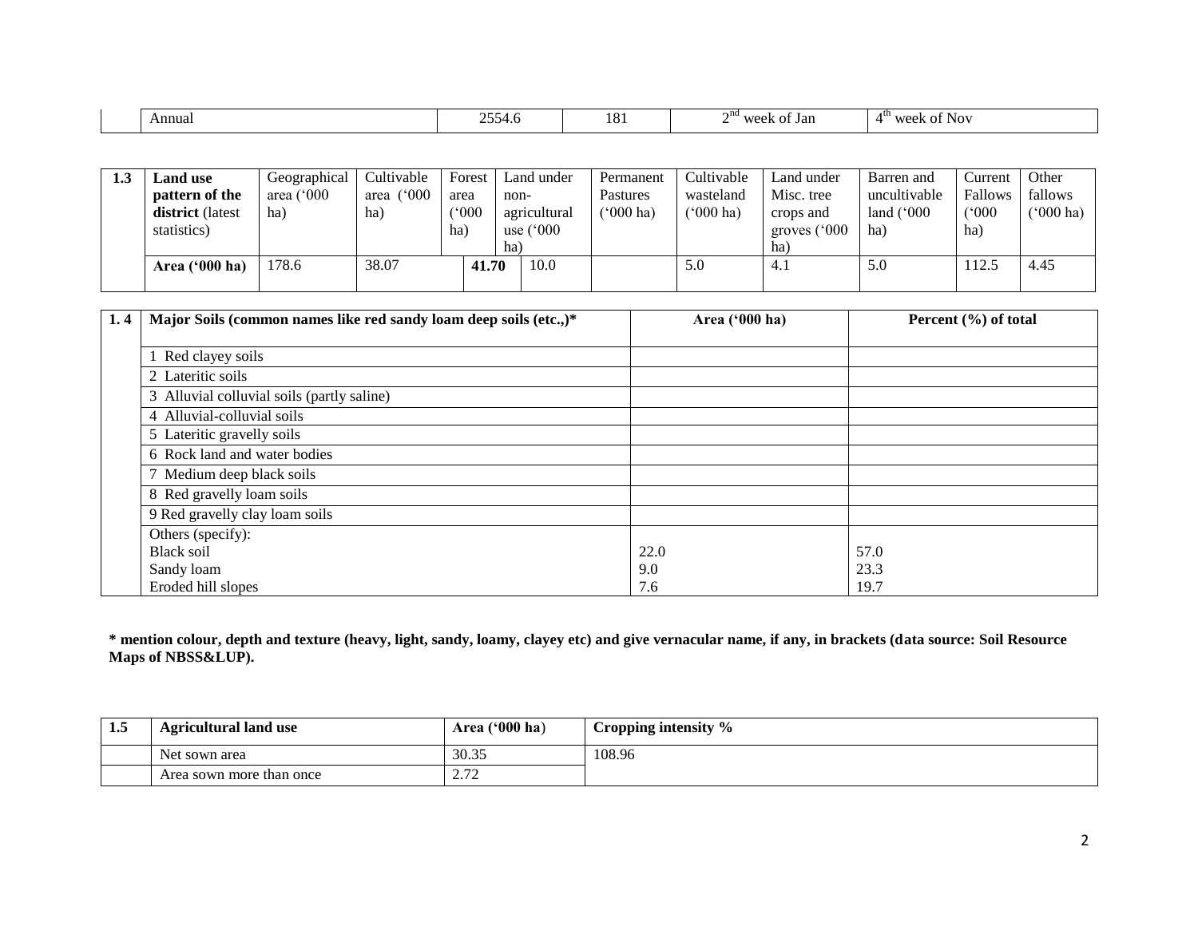| | Annual | 2554.6 | 181 | 2nd week of Jan | 4th week of Nov |
|---|---|---|---|---|---|

| 1.3 | Land use pattern of the district (latest statistics) | Geographical area ('000 ha) | Cultivable area ('000 ha) | Forest area ('000 ha) | Land under non-agricultural use ('000 ha) | Permanent Pastures ('000 ha) | Cultivable wasteland ('000 ha) | Land under Misc. tree crops and groves ('000 ha) | Barren and uncultivable land ('000 ha) | Current Fallows ('000 ha) | Other fallows ('000 ha) |
|---|---|---|---|---|---|---|---|---|---|---|---|
| | **Area ('000 ha)** | 178.6 | 38.07 | **41.70** | 10.0 | | 5.0 | 4.1 | 5.0 | 112.5 | 4.45 |

| 1. 4 | **Major Soils (common names like red sandy loam deep soils (etc.,)*** | **Area ('000 ha)** | **Percent (%) of total** |
|---|---|---|---|
| | 1 Red clayey soils | | |
| | 2 Lateritic soils | | |
| | 3 Alluvial colluvial soils (partly saline) | | |
| | 4 Alluvial-colluvial soils | | |
| | 5 Lateritic gravelly soils | | |
| | 6 Rock land and water bodies | | |
| | 7 Medium deep black soils | | |
| | 8 Red gravelly loam soils | | |
| | 9 Red gravelly clay loam soils | | |
| | Others (specify): | | |
| | Black soil | 22.0 | 57.0 |
| | Sandy loam | 9.0 | 23.3 |
| | Eroded hill slopes | 7.6 | 19.7 |

**\* mention colour, depth and texture (heavy, light, sandy, loamy, clayey etc) and give vernacular name, if any, in brackets (data source: Soil Resource Maps of NBSS&LUP).**

| 1.5 | **Agricultural land use** | **Area ('000 ha)** | **Cropping intensity %** |
|---|---|---|---|
| | Net sown area | 30.35 | 108.96 |
| | Area sown more than once | 2.72 | |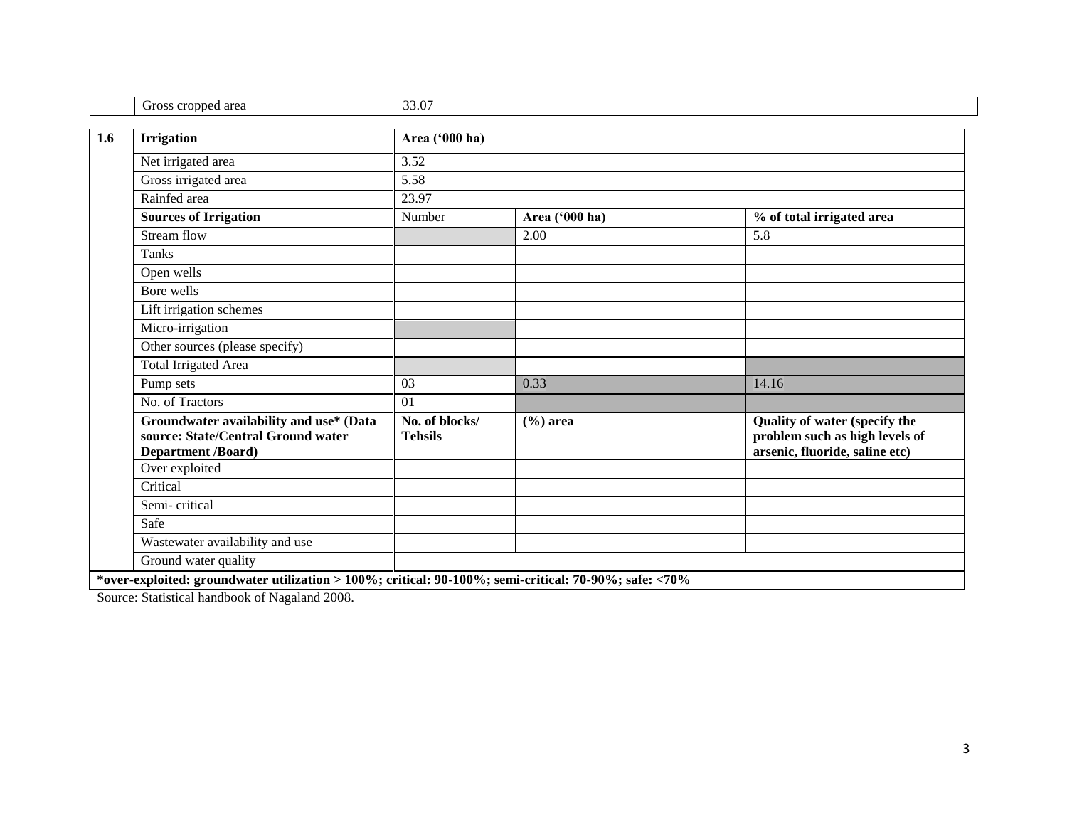|  | Gross cropped area | 33.07 |  |
|---|---|---|---|

| 1.6 | Irrigation | Area ('000 ha) | | |
|---|---|---|---|---|
| | Net irrigated area | 3.52 | | |
| | Gross irrigated area | 5.58 | | |
| | Rainfed area | 23.97 | | |
| | **Sources of Irrigation** | Number | **Area ('000 ha)** | **% of total irrigated area** |
| | Stream flow | | 2.00 | 5.8 |
| | Tanks | | | |
| | Open wells | | | |
| | Bore wells | | | |
| | Lift irrigation schemes | | | |
| | Micro-irrigation | | | |
| | Other sources (please specify) | | | |
| | Total Irrigated Area | | | |
| | Pump sets | 03 | 0.33 | 14.16 |
| | No. of Tractors | 01 | | |
| | **Groundwater availability and use* (Data source: State/Central Ground water Department /Board)** | **No. of blocks/ Tehsils** | **(%) area** | **Quality of water (specify the problem such as high levels of arsenic, fluoride, saline etc)** |
| | Over exploited | | | |
| | Critical | | | |
| | Semi- critical | | | |
| | Safe | | | |
| | Wastewater availability and use | | | |
| | Ground water quality | | | |

***over-exploited: groundwater utilization > 100%; critical: 90-100%; semi-critical: 70-90%; safe: <70%**

Source: Statistical handbook of Nagaland 2008.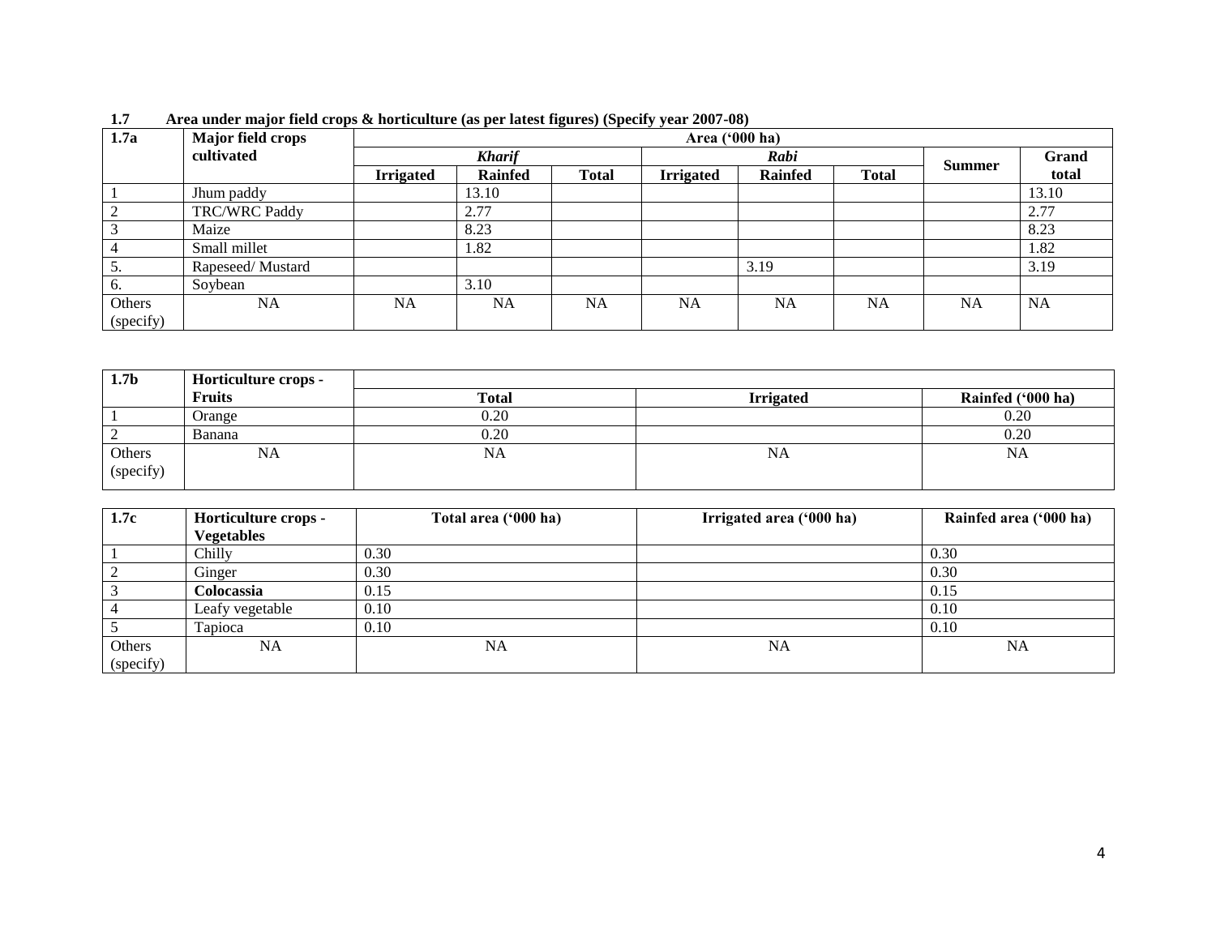**1.7 Area under major field crops & horticulture (as per latest figures) (Specify year 2007-08)**

| 1.7a | Major field crops cultivated | Area ('000 ha) | | | | | | | |
|---|---|---|---|---|---|---|---|---|---|
| | | *Kharif* | | | *Rabi* | | | Summer | Grand total |
| | | Irrigated | Rainfed | Total | Irrigated | Rainfed | Total | | |
| 1 | Jhum paddy | | 13.10 | | | | | | 13.10 |
| 2 | TRC/WRC Paddy | | 2.77 | | | | | | 2.77 |
| 3 | Maize | | 8.23 | | | | | | 8.23 |
| 4 | Small millet | | 1.82 | | | | | | 1.82 |
| 5. | Rapeseed/ Mustard | | | | | 3.19 | | | 3.19 |
| 6. | Soybean | | 3.10 | | | | | | |
| Others (specify) | NA | NA | NA | NA | NA | NA | NA | NA | NA |

| 1.7b | Horticulture crops - Fruits | Total | Irrigated | Rainfed ('000 ha) |
|---|---|---|---|---|
| 1 | Orange | 0.20 | | 0.20 |
| 2 | Banana | 0.20 | | 0.20 |
| Others (specify) | NA | NA | NA | NA |

| 1.7c | Horticulture crops - Vegetables | Total area ('000 ha) | Irrigated area ('000 ha) | Rainfed area ('000 ha) |
|---|---|---|---|---|
| 1 | Chilly | 0.30 | | 0.30 |
| 2 | Ginger | 0.30 | | 0.30 |
| 3 | **Colocassia** | 0.15 | | 0.15 |
| 4 | Leafy vegetable | 0.10 | | 0.10 |
| 5 | Tapioca | 0.10 | | 0.10 |
| Others (specify) | NA | NA | NA | NA |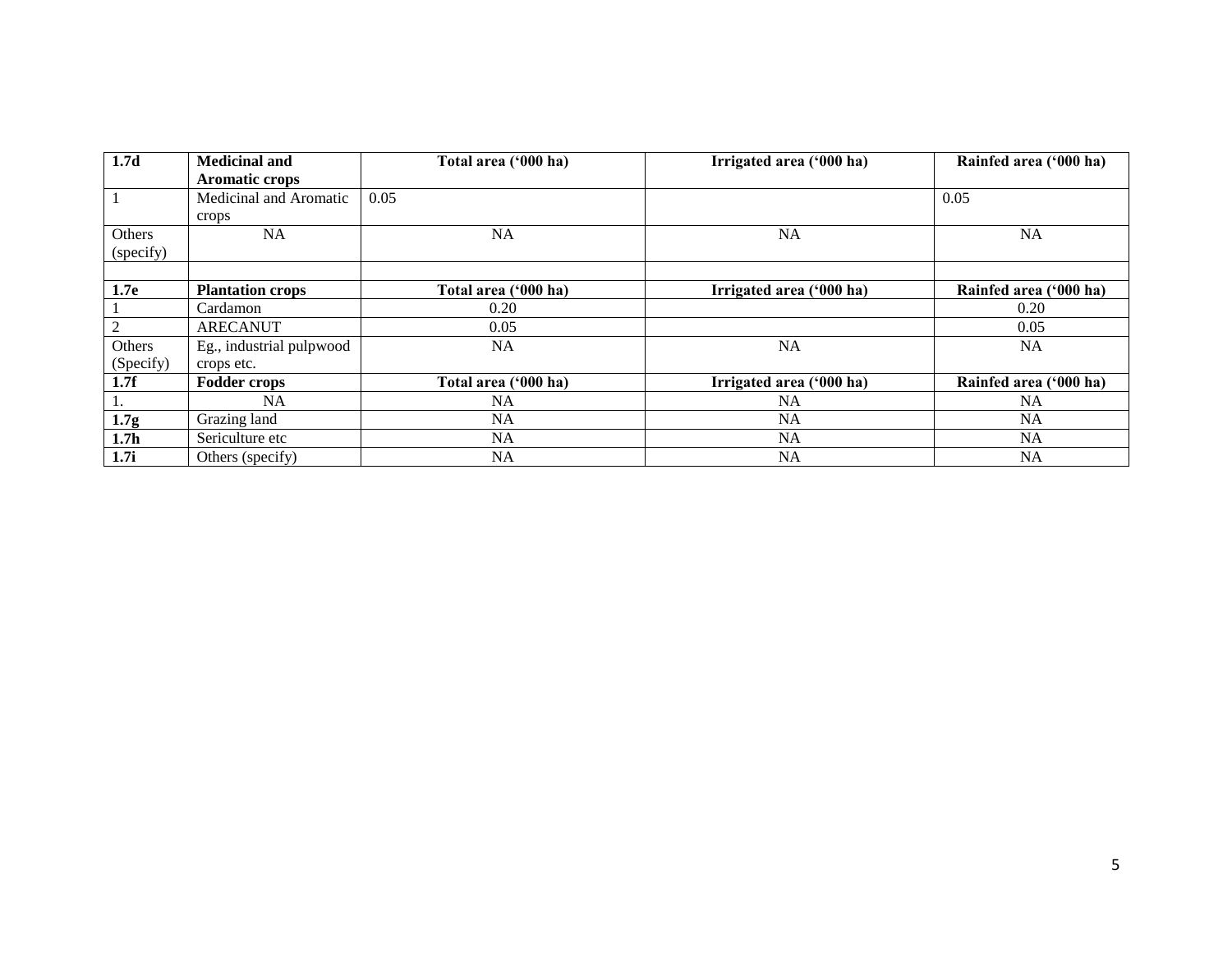| **1.7d** | **Medicinal and Aromatic crops** | **Total area ('000 ha)** | **Irrigated area ('000 ha)** | **Rainfed area ('000 ha)** |
|---|---|---|---|---|
| 1 | Medicinal and Aromatic crops | 0.05 | | 0.05 |
| Others (specify) | NA | NA | NA | NA |
| | | | | |
| **1.7e** | **Plantation crops** | **Total area ('000 ha)** | **Irrigated area ('000 ha)** | **Rainfed area ('000 ha)** |
| 1 | Cardamon | 0.20 | | 0.20 |
| 2 | ARECANUT | 0.05 | | 0.05 |
| Others (Specify) | Eg., industrial pulpwood crops etc. | NA | NA | NA |
| **1.7f** | **Fodder crops** | **Total area ('000 ha)** | **Irrigated area ('000 ha)** | **Rainfed area ('000 ha)** |
| 1. | NA | NA | NA | NA |
| **1.7g** | Grazing land | NA | NA | NA |
| **1.7h** | Sericulture etc | NA | NA | NA |
| **1.7i** | Others (specify) | NA | NA | NA |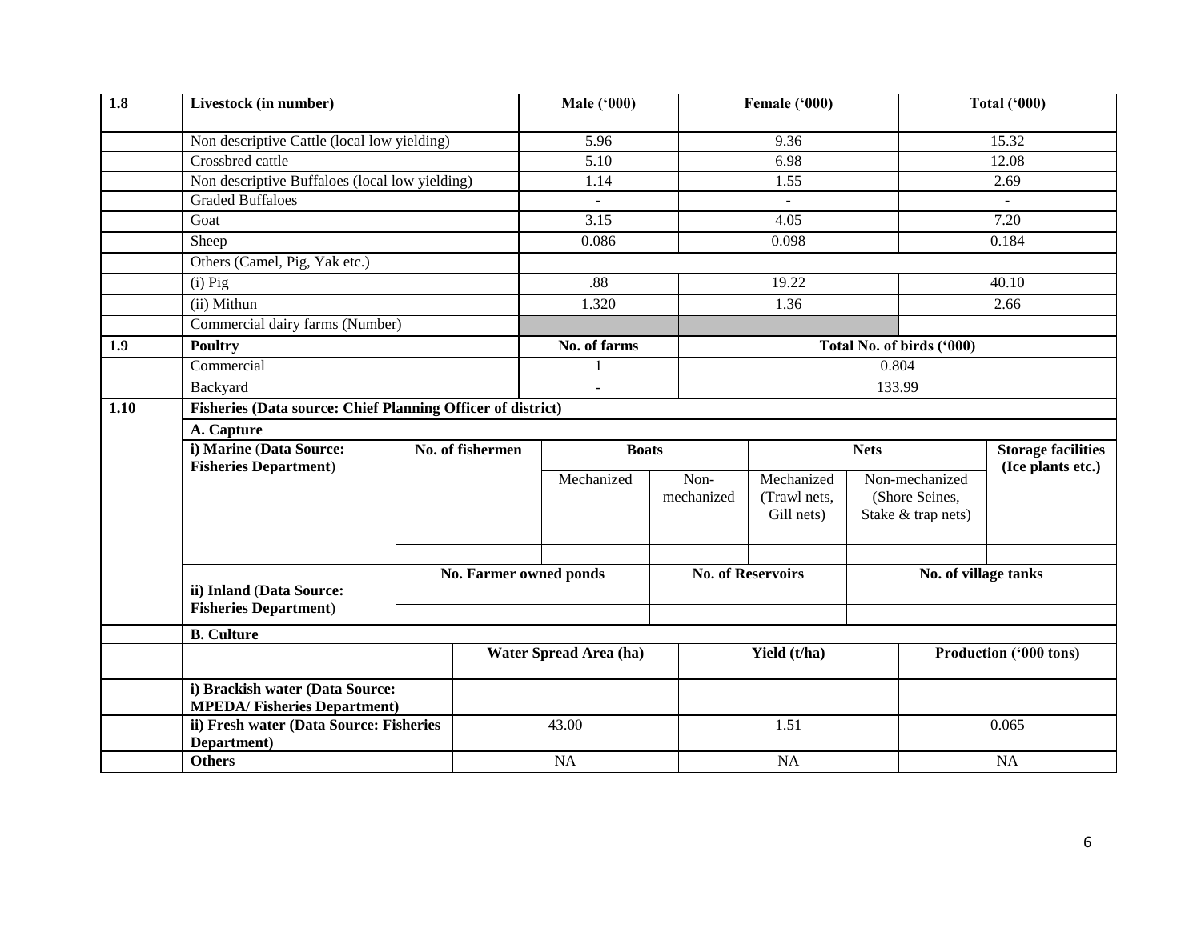| 1.8 | Livestock (in number) | Male ('000) | Female ('000) | Total ('000) |
|---|---|---|---|---|
| | Non descriptive Cattle (local low yielding) | 5.96 | 9.36 | 15.32 |
| | Crossbred cattle | 5.10 | 6.98 | 12.08 |
| | Non descriptive Buffaloes (local low yielding) | 1.14 | 1.55 | 2.69 |
| | Graded Buffaloes | - | - | - |
| | Goat | 3.15 | 4.05 | 7.20 |
| | Sheep | 0.086 | 0.098 | 0.184 |
| | Others (Camel, Pig, Yak etc.) | | | |
| | (i) Pig | .88 | 19.22 | 40.10 |
| | (ii) Mithun | 1.320 | 1.36 | 2.66 |
| | Commercial dairy farms (Number) | | | |
| **1.9** | **Poultry** | **No. of farms** | **Total No. of birds ('000)** | |
| | Commercial | 1 | 0.804 | |
| | Backyard | - | 133.99 | |

| 1.10 | Fisheries (Data source: Chief Planning Officer of district) | | | | | | |
|---|---|---|---|---|---|---|---|
| | **A. Capture** | | | | | | |
| | **i) Marine (Data Source: Fisheries Department)** | **No. of fishermen** | **Boats** | | **Nets** | | **Storage facilities (Ice plants etc.)** |
| | | | Mechanized | Non-mechanized | Mechanized (Trawl nets, Gill nets) | Non-mechanized (Shore Seines, Stake & trap nets) | |
| | | | | | | | |
| | **ii) Inland (Data Source: Fisheries Department)** | **No. Farmer owned ponds** | | **No. of Reservoirs** | | **No. of village tanks** | |
| | | | | | | | |

| | B. Culture | | | |
|---|---|---|---|---|
| | | **Water Spread Area (ha)** | **Yield (t/ha)** | **Production ('000 tons)** |
| | **i) Brackish water (Data Source: MPEDA/ Fisheries Department)** | | | |
| | **ii) Fresh water (Data Source: Fisheries Department)** | 43.00 | 1.51 | 0.065 |
| | **Others** | NA | NA | NA |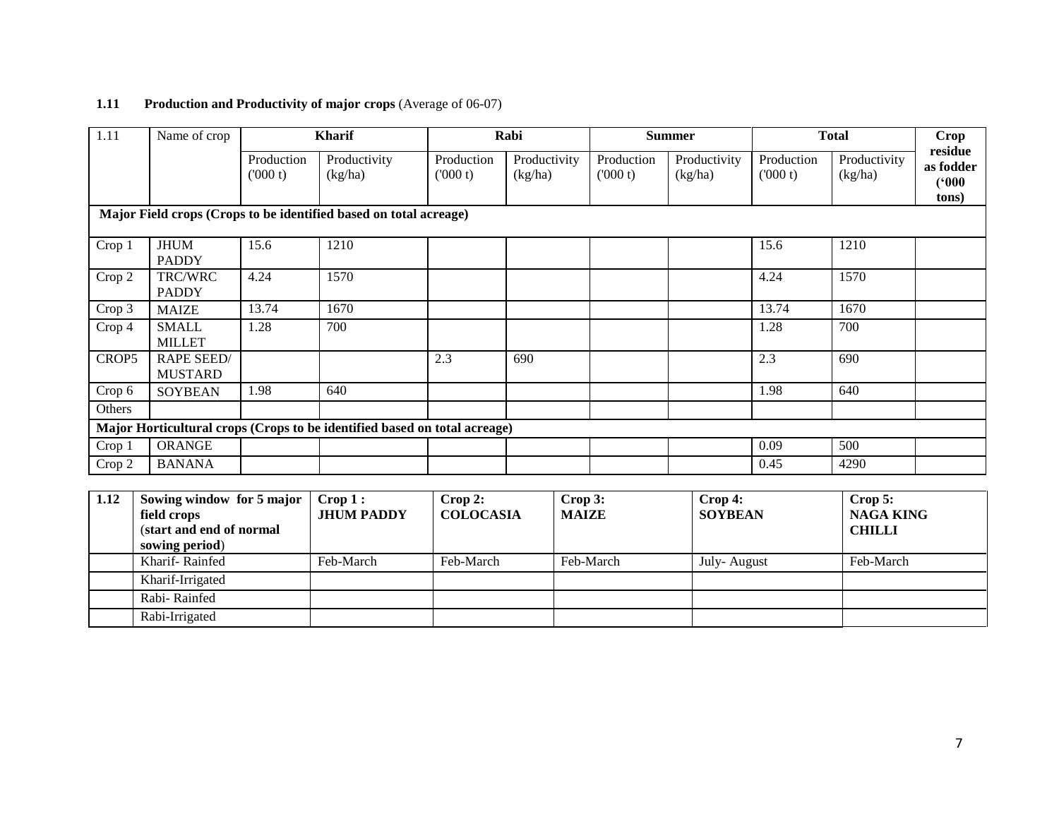**1.11 Production and Productivity of major crops** (Average of 06-07)

| 1.11 | Name of crop | Kharif | | Rabi | | Summer | | Total | | Crop residue as fodder ('000 tons) |
|---|---|---|---|---|---|---|---|---|---|---|
| | | Production ('000 t) | Productivity (kg/ha) | Production ('000 t) | Productivity (kg/ha) | Production ('000 t) | Productivity (kg/ha) | Production ('000 t) | Productivity (kg/ha) | |
| **Major Field crops (Crops to be identified based on total acreage)** | | | | | | | | | | |
| Crop 1 | JHUM PADDY | 15.6 | 1210 | | | | | 15.6 | 1210 | |
| Crop 2 | TRC/WRC PADDY | 4.24 | 1570 | | | | | 4.24 | 1570 | |
| Crop 3 | MAIZE | 13.74 | 1670 | | | | | 13.74 | 1670 | |
| Crop 4 | SMALL MILLET | 1.28 | 700 | | | | | 1.28 | 700 | |
| CROP5 | RAPE SEED/ MUSTARD | | | 2.3 | 690 | | | 2.3 | 690 | |
| Crop 6 | SOYBEAN | 1.98 | 640 | | | | | 1.98 | 640 | |
| Others | | | | | | | | | | |
| **Major Horticultural crops (Crops to be identified based on total acreage)** | | | | | | | | | | |
| Crop 1 | ORANGE | | | | | | | 0.09 | 500 | |
| Crop 2 | BANANA | | | | | | | 0.45 | 4290 | |

| 1.12 | Sowing window for 5 major field crops (start and end of normal sowing period) | Crop 1 : JHUM PADDY | Crop 2: COLOCASIA | Crop 3: MAIZE | Crop 4: SOYBEAN | Crop 5: NAGA KING CHILLI |
|---|---|---|---|---|---|---|
| | Kharif- Rainfed | Feb-March | Feb-March | Feb-March | July- August | Feb-March |
| | Kharif-Irrigated | | | | | |
| | Rabi- Rainfed | | | | | |
| | Rabi-Irrigated | | | | | |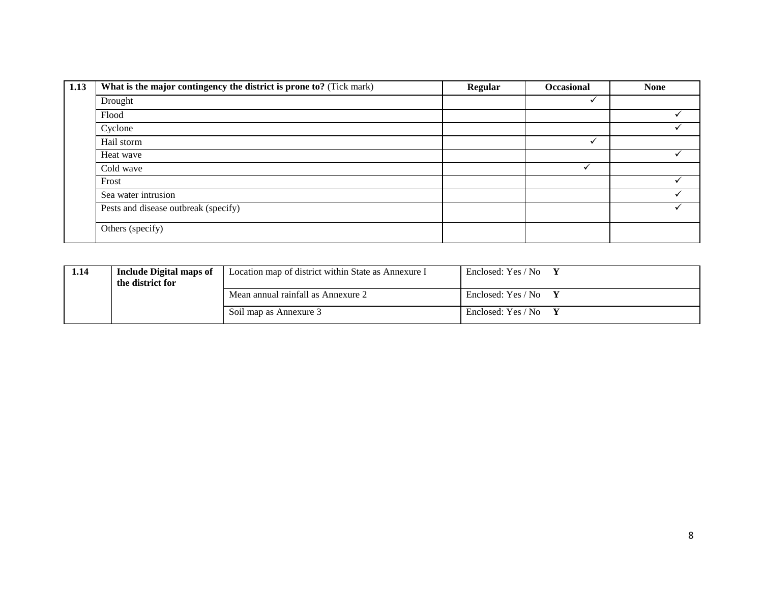| 1.13 | **What is the major contingency the district is prone to?** (Tick mark) | **Regular** | **Occasional** | **None** |
|---|---|---|---|---|
| | Drought | | ✓ | |
| | Flood | | | ✓ |
| | Cyclone | | | ✓ |
| | Hail storm | | ✓ | |
| | Heat wave | | | ✓ |
| | Cold wave | | ✓ | |
| | Frost | | | ✓ |
| | Sea water intrusion | | | ✓ |
| | Pests and disease outbreak (specify) | | | ✓ |
| | Others (specify) | | | |

| **1.14** | **Include Digital maps of the district for** | Location map of district within State as Annexure I | Enclosed: Yes / No **Y** |
|---|---|---|---|
| | | Mean annual rainfall as Annexure 2 | Enclosed: Yes / No **Y** |
| | | Soil map as Annexure 3 | Enclosed: Yes / No **Y** |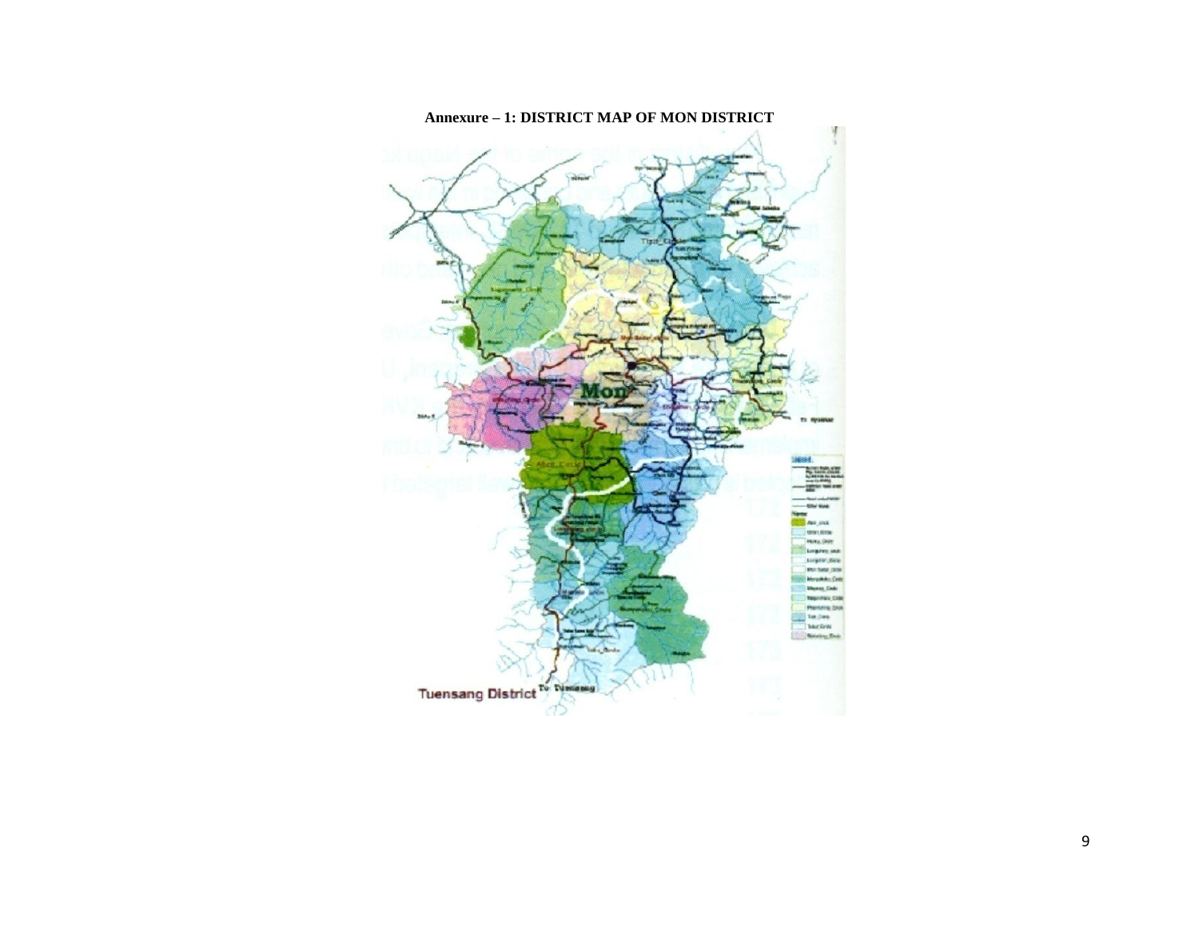**Annexure – 1: DISTRICT MAP OF MON DISTRICT**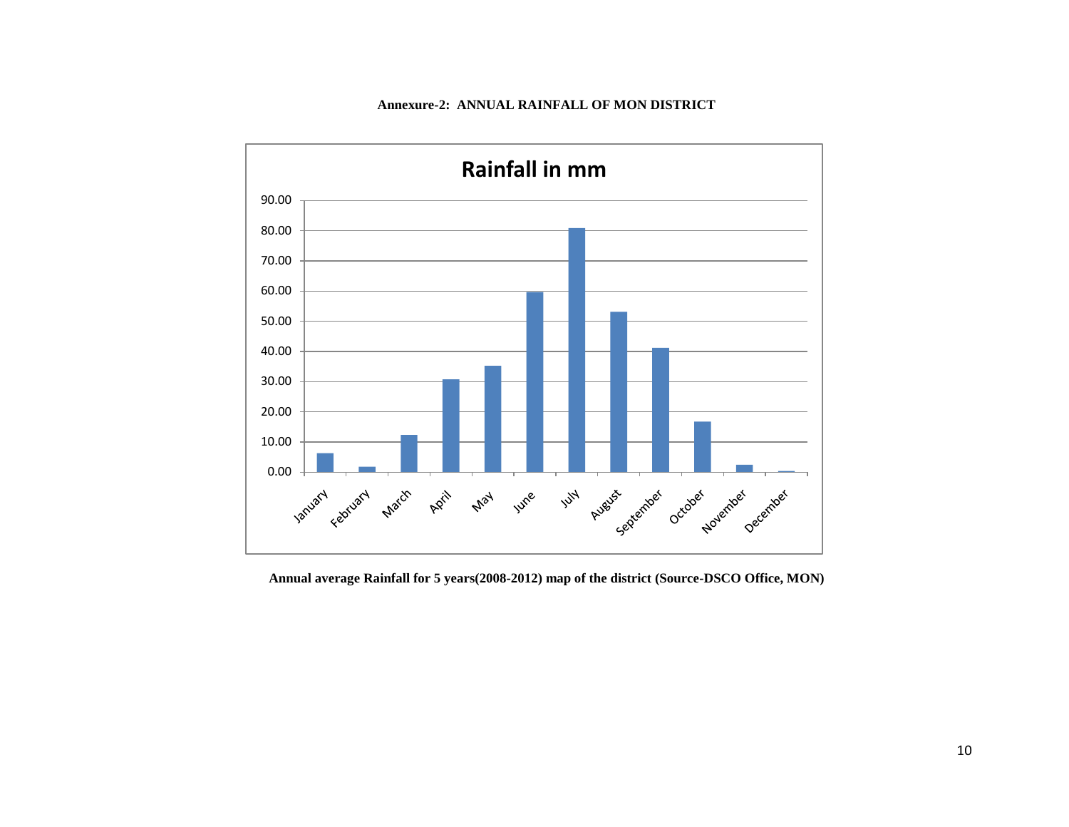**Annexure-2: ANNUAL RAINFALL OF MON DISTRICT**

**Rainfall in mm**

**Annual average Rainfall for 5 years(2008-2012) map of the district (Source-DSCO Office, MON)**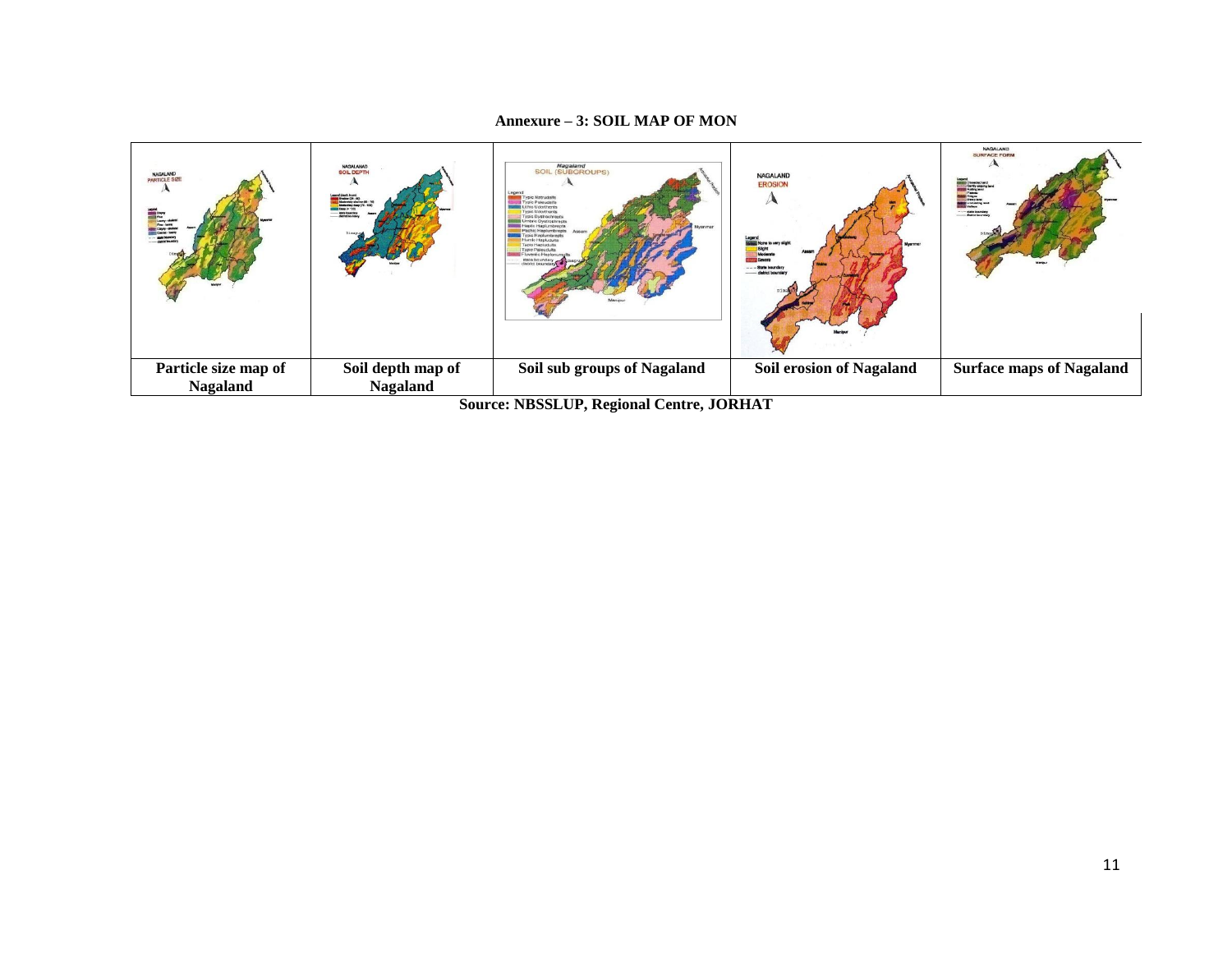**Annexure – 3: SOIL MAP OF MON**

| Particle size map of Nagaland | Soil depth map of Nagaland | Soil sub groups of Nagaland | Soil erosion of Nagaland | Surface maps of Nagaland |
|---|---|---|---|---|

**Source: NBSSLUP, Regional Centre, JORHAT**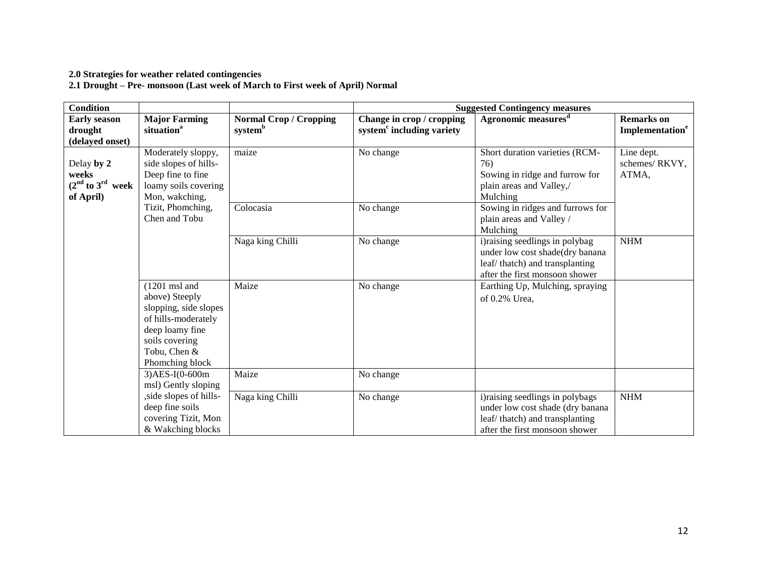**2.0 Strategies for weather related contingencies**

**2.1 Drought – Pre- monsoon (Last week of March to First week of April) Normal**

| Condition | | | Suggested Contingency measures | | |
|---|---|---|---|---|---|
| **Early season drought (delayed onset)** | **Major Farming situation[a]** | **Normal Crop / Cropping system[b]** | **Change in crop / cropping system[c] including variety** | **Agronomic measures[d]** | **Remarks on Implementation[e]** |
| Delay **by 2 weeks (2[nd] to 3[rd] week of April)** | Moderately sloppy, side slopes of hills- Deep fine to fine loamy soils covering Mon, wakching, Tizit, Phomching, Chen and Tobu | maize | No change | Short duration varieties (RCM-76) Sowing in ridge and furrow for plain areas and Valley,/ Mulching | Line dept. schemes/ RKVY, ATMA, |
| | | Colocasia | No change | Sowing in ridges and furrows for plain areas and Valley / Mulching | |
| | | Naga king Chilli | No change | i)raising seedlings in polybag under low cost shade(dry banana leaf/ thatch) and transplanting after the first monsoon shower | NHM |
| | (1201 msl and above) Steeply slopping, side slopes of hills-moderately deep loamy fine soils covering Tobu, Chen & Phomching block | Maize | No change | Earthing Up, Mulching, spraying of 0.2% Urea, | |
| | 3)AES-I(0-600m msl) Gently sloping ,side slopes of hills-deep fine soils covering Tizit, Mon & Wakching blocks | Maize | No change | | |
| | | Naga king Chilli | No change | i)raising seedlings in polybags under low cost shade (dry banana leaf/ thatch) and transplanting after the first monsoon shower | NHM |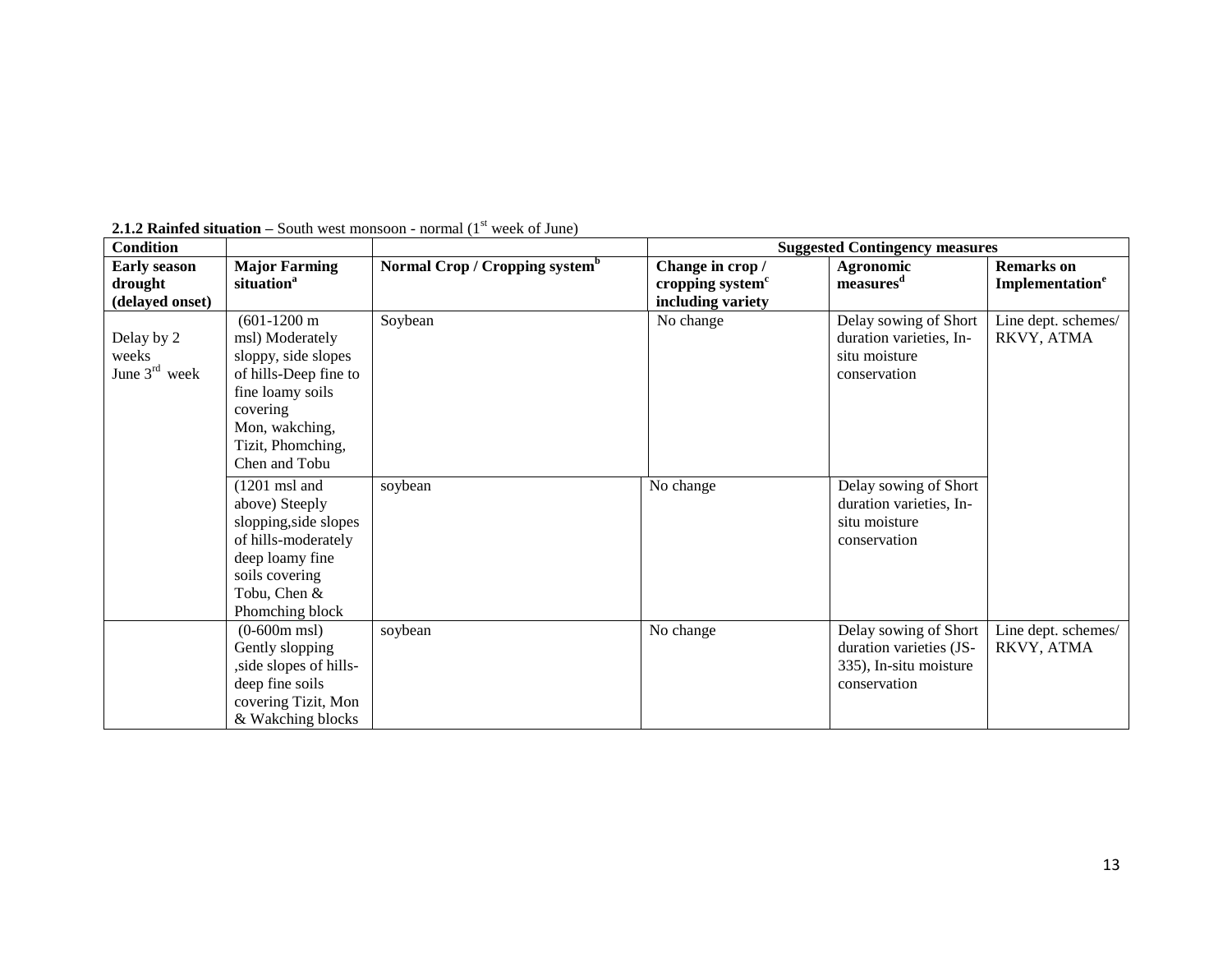**2.1.2 Rainfed situation –** South west monsoon - normal (1st week of June)

| Condition | | | Suggested Contingency measures | | |
|---|---|---|---|---|---|
| **Early season drought (delayed onset)** | **Major Farming situation[a]** | **Normal Crop / Cropping system[b]** | **Change in crop / cropping system[c] including variety** | **Agronomic measures[d]** | **Remarks on Implementation[e]** |
| Delay by 2 weeks June 3rd week | (601-1200 m msl) Moderately sloppy, side slopes of hills-Deep fine to fine loamy soils covering Mon, wakching, Tizit, Phomching, Chen and Tobu | Soybean | No change | Delay sowing of Short duration varieties, In-situ moisture conservation | Line dept. schemes/ RKVY, ATMA |
| | (1201 msl and above) Steeply slopping,side slopes of hills-moderately deep loamy fine soils covering Tobu, Chen & Phomching block | soybean | No change | Delay sowing of Short duration varieties, In-situ moisture conservation | |
| | (0-600m msl) Gently slopping ,side slopes of hills-deep fine soils covering Tizit, Mon & Wakching blocks | soybean | No change | Delay sowing of Short duration varieties (JS-335), In-situ moisture conservation | Line dept. schemes/ RKVY, ATMA |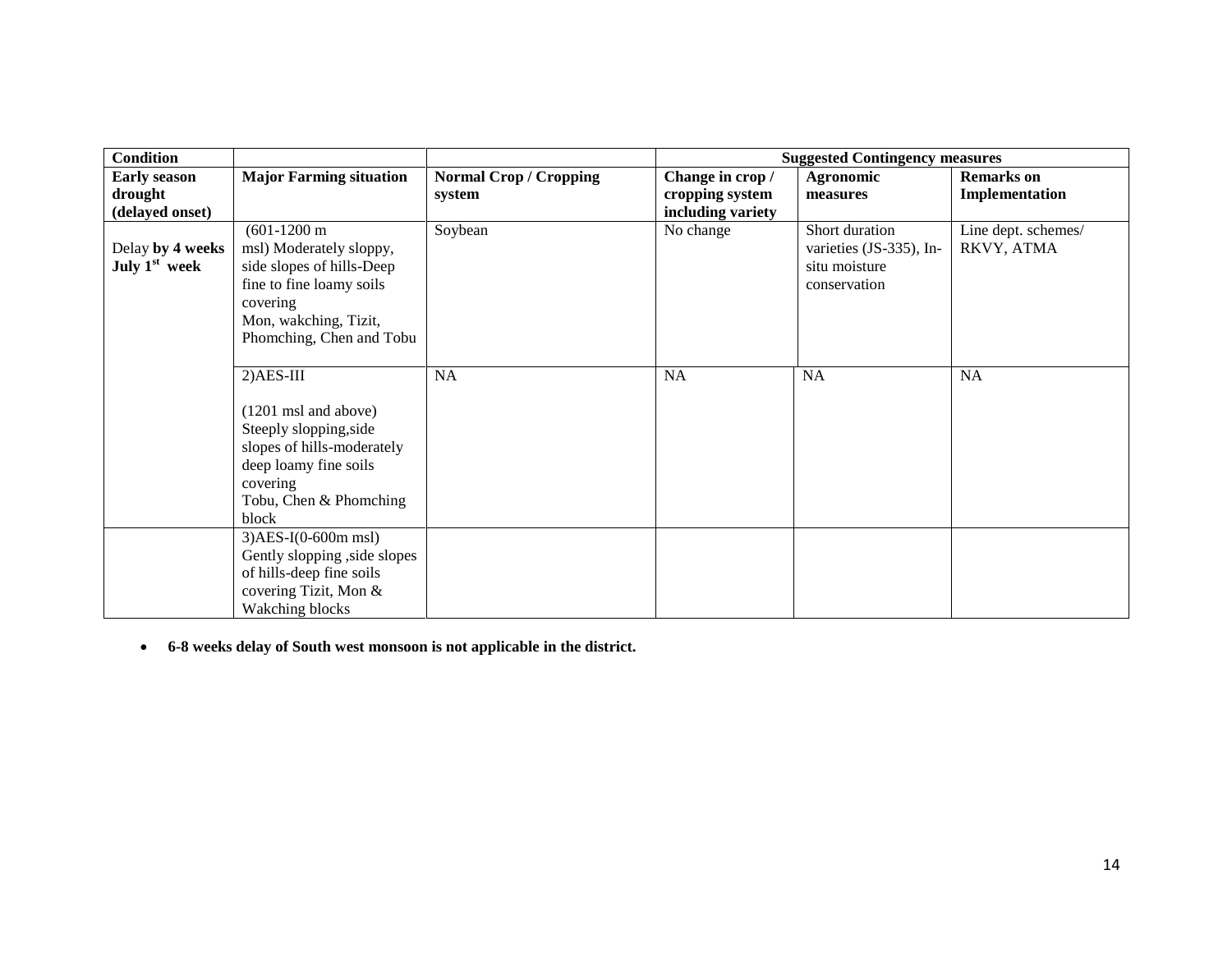| Condition | | | Suggested Contingency measures | | |
|---|---|---|---|---|---|
| **Early season drought (delayed onset)** | **Major Farming situation** | **Normal Crop / Cropping system** | **Change in crop / cropping system including variety** | **Agronomic measures** | **Remarks on Implementation** |
| Delay **by 4 weeks July 1st week** | (601-1200 m msl) Moderately sloppy, side slopes of hills-Deep fine to fine loamy soils covering Mon, wakching, Tizit, Phomching, Chen and Tobu | Soybean | No change | Short duration varieties (JS-335), In-situ moisture conservation | Line dept. schemes/ RKVY, ATMA |
| | 2)AES-III (1201 msl and above) Steeply slopping,side slopes of hills-moderately deep loamy fine soils covering Tobu, Chen & Phomching block | NA | NA | NA | NA |
| | 3)AES-I(0-600m msl) Gently slopping ,side slopes of hills-deep fine soils covering Tizit, Mon & Wakching blocks | | | | |

- **6-8 weeks delay of South west monsoon is not applicable in the district.**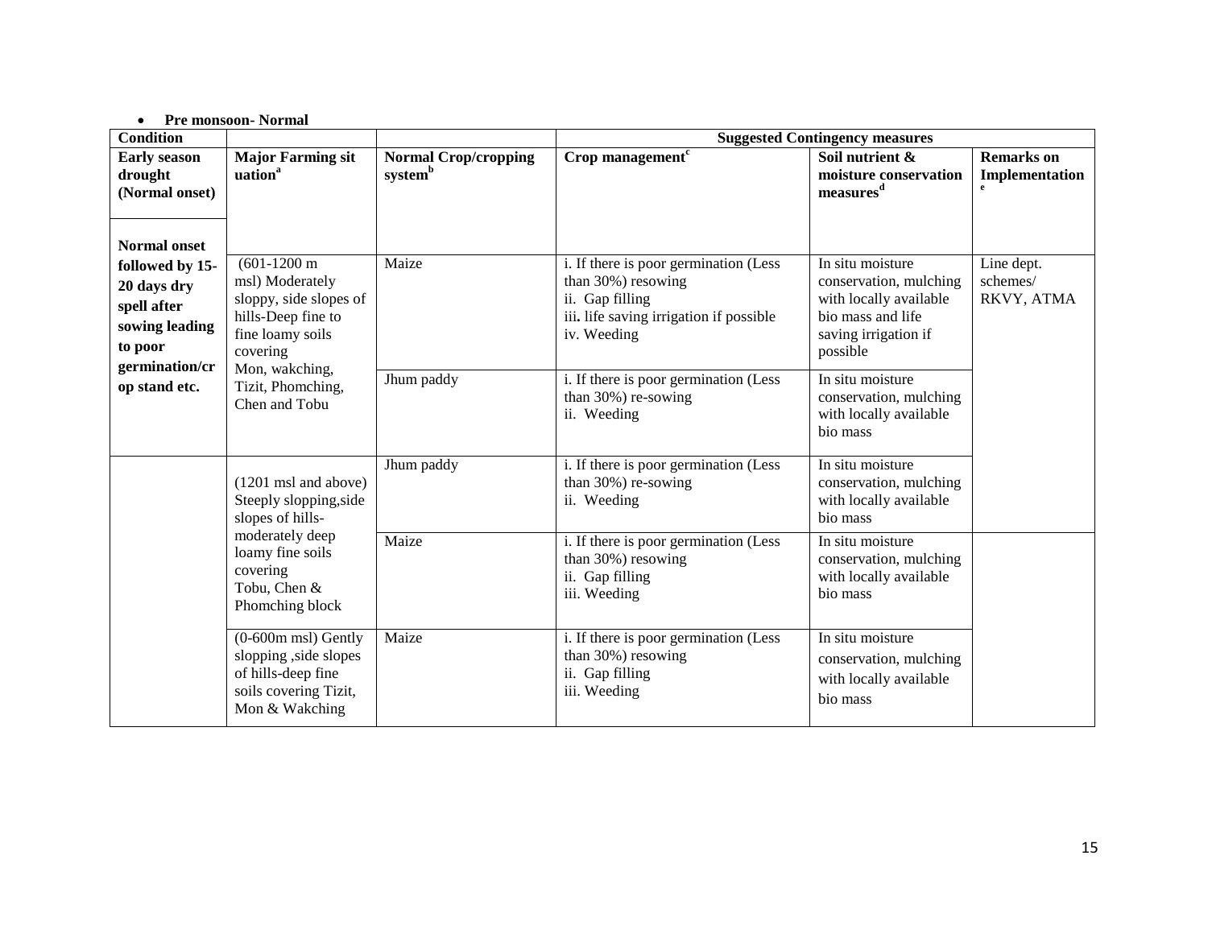- **Pre monsoon- Normal**

| Condition | | | Suggested Contingency measures | | |
|---|---|---|---|---|---|
| **Early season drought (Normal onset)** | **Major Farming situation[a]** | **Normal Crop/cropping system[b]** | **Crop management[c]** | **Soil nutrient & moisture conservation measures[d]** | **Remarks on Implementation[e]** |
| **Normal onset followed by 15-20 days dry spell after sowing leading to poor germination/crop stand etc.** | (601-1200 m msl) Moderately sloppy, side slopes of hills-Deep fine to fine loamy soils covering Mon, wakching, Tizit, Phomching, Chen and Tobu | Maize | i. If there is poor germination (Less than 30%) resowing<br>ii. Gap filling<br>iii. life saving irrigation if possible<br>iv. Weeding | In situ moisture conservation, mulching with locally available bio mass and life saving irrigation if possible | Line dept. schemes/ RKVY, ATMA |
| | | Jhum paddy | i. If there is poor germination (Less than 30%) re-sowing<br>ii. Weeding | In situ moisture conservation, mulching with locally available bio mass | |
| | (1201 msl and above) Steeply slopping,side slopes of hills- moderately deep loamy fine soils covering Tobu, Chen & Phomching block | Jhum paddy | i. If there is poor germination (Less than 30%) re-sowing<br>ii. Weeding | In situ moisture conservation, mulching with locally available bio mass | |
| | | Maize | i. If there is poor germination (Less than 30%) resowing<br>ii. Gap filling<br>iii. Weeding | In situ moisture conservation, mulching with locally available bio mass | |
| | (0-600m msl) Gently slopping ,side slopes of hills-deep fine soils covering Tizit, Mon & Wakching | Maize | i. If there is poor germination (Less than 30%) resowing<br>ii. Gap filling<br>iii. Weeding | In situ moisture conservation, mulching with locally available bio mass | |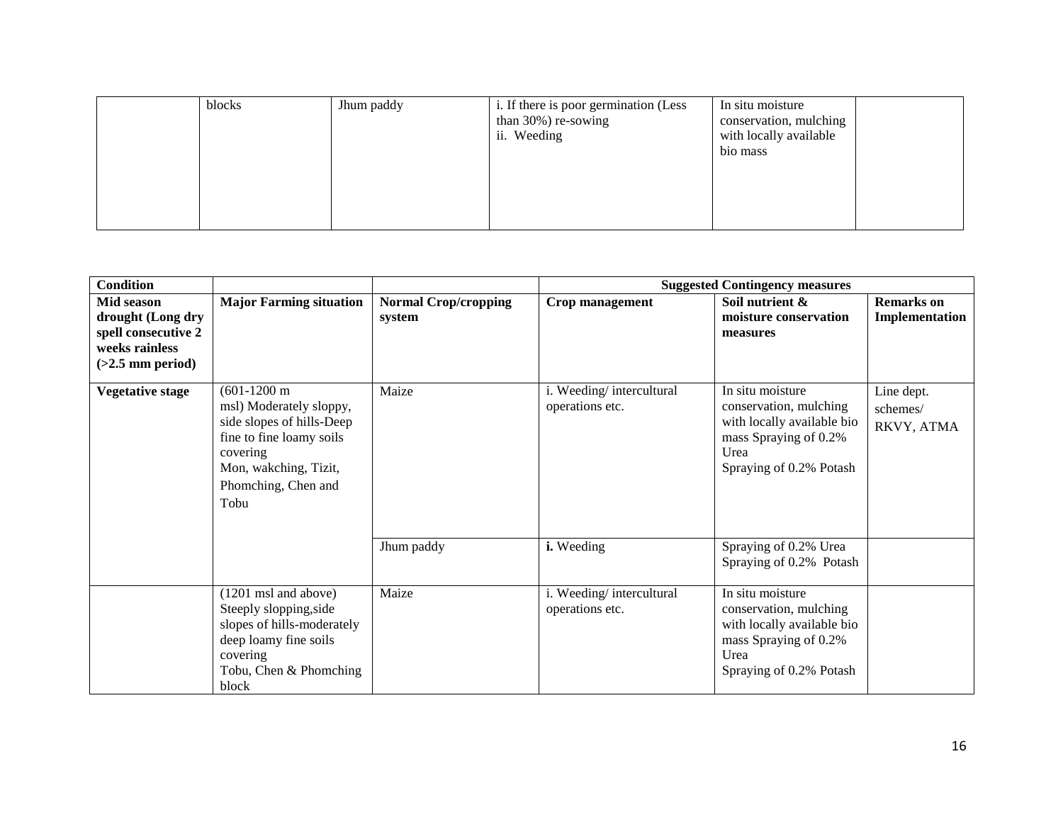| | blocks | Jhum paddy | i. If there is poor germination (Less than 30%) re-sowing<br>ii. Weeding | In situ moisture conservation, mulching with locally available bio mass | |
|---|---|---|---|---|---|

| Condition | | | Suggested Contingency measures | | |
|---|---|---|---|---|---|
| **Mid season drought (Long dry spell consecutive 2 weeks rainless (>2.5 mm period)** | **Major Farming situation** | **Normal Crop/cropping system** | **Crop management** | **Soil nutrient & moisture conservation measures** | **Remarks on Implementation** |
| **Vegetative stage** | (601-1200 m msl) Moderately sloppy, side slopes of hills-Deep fine to fine loamy soils covering Mon, wakching, Tizit, Phomching, Chen and Tobu | Maize | i. Weeding/ intercultural operations etc. | In situ moisture conservation, mulching with locally available bio mass Spraying of 0.2% Urea<br>Spraying of 0.2% Potash | Line dept. schemes/ RKVY, ATMA |
| | | Jhum paddy | **i.** Weeding | Spraying of 0.2% Urea<br>Spraying of 0.2% Potash | |
| | (1201 msl and above) Steeply slopping,side slopes of hills-moderately deep loamy fine soils covering Tobu, Chen & Phomching block | Maize | i. Weeding/ intercultural operations etc. | In situ moisture conservation, mulching with locally available bio mass Spraying of 0.2% Urea<br>Spraying of 0.2% Potash | |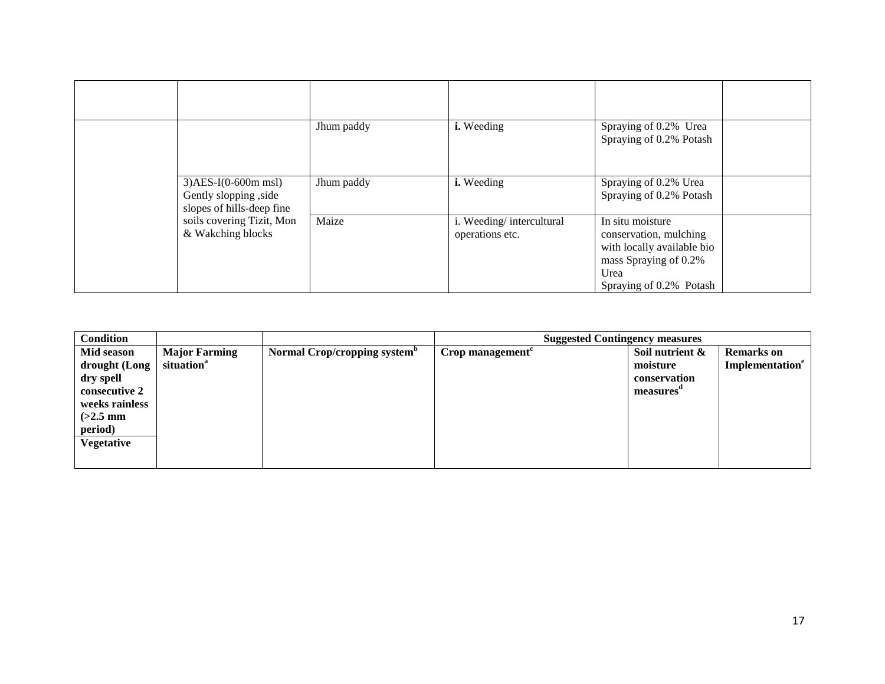| | | | | | |
|---|---|---|---|---|---|
| | | | | | |
| | | Jhum paddy | **i.** Weeding | Spraying of 0.2% Urea Spraying of 0.2% Potash | |
| | 3)AES-I(0-600m msl) Gently slopping ,side slopes of hills-deep fine soils covering Tizit, Mon & Wakching blocks | Jhum paddy | **i.** Weeding | Spraying of 0.2% Urea Spraying of 0.2% Potash | |
| | | Maize | i. Weeding/ intercultural operations etc. | In situ moisture conservation, mulching with locally available bio mass Spraying of 0.2% Urea Spraying of 0.2% Potash | |

| **Condition** | | | **Suggested Contingency measures** | | |
|---|---|---|---|---|---|
| **Mid season drought (Long dry spell consecutive 2 weeks rainless (>2.5 mm period)** | **Major Farming situation**[a] | **Normal Crop/cropping system**[b] | **Crop management**[c] | **Soil nutrient & moisture conservation measures**[d] | **Remarks on Implementation**[e] |
| **Vegetative** | | | | | |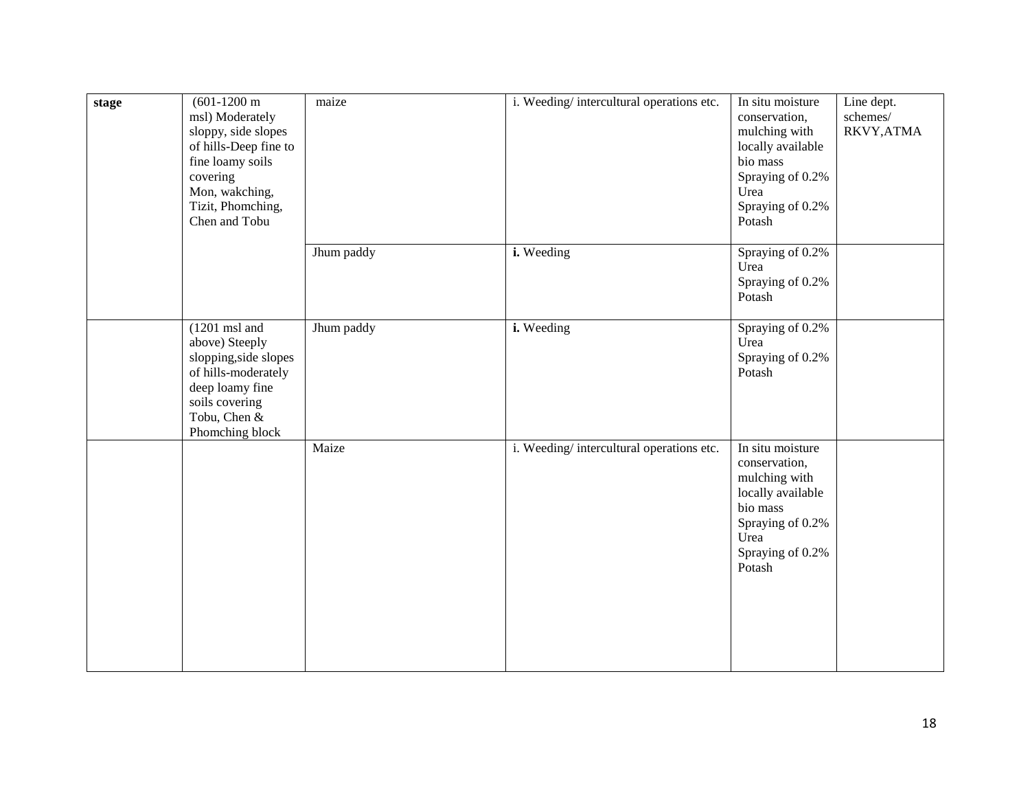| **stage** | (601-1200 m msl) Moderately sloppy, side slopes of hills-Deep fine to fine loamy soils covering Mon, wakching, Tizit, Phomching, Chen and Tobu | maize | i. Weeding/ intercultural operations etc. | In situ moisture conservation, mulching with locally available bio mass Spraying of 0.2% Urea Spraying of 0.2% Potash | Line dept. schemes/ RKVY,ATMA |
|---|---|---|---|---|---|
| | | Jhum paddy | **i.** Weeding | Spraying of 0.2% Urea Spraying of 0.2% Potash | |
| | (1201 msl and above) Steeply slopping,side slopes of hills-moderately deep loamy fine soils covering Tobu, Chen & Phomching block | Jhum paddy | **i.** Weeding | Spraying of 0.2% Urea Spraying of 0.2% Potash | |
| | | Maize | i. Weeding/ intercultural operations etc. | In situ moisture conservation, mulching with locally available bio mass Spraying of 0.2% Urea Spraying of 0.2% Potash | |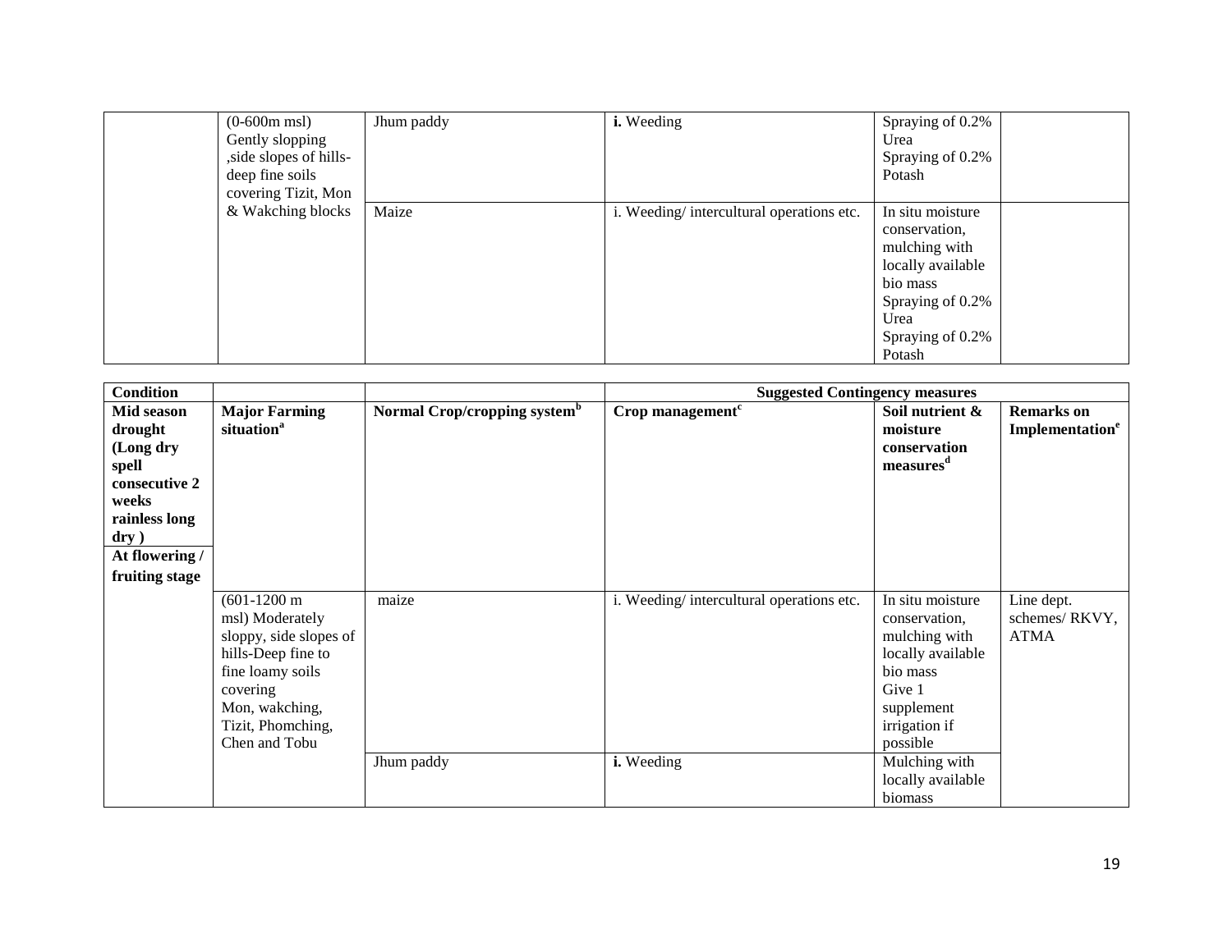| | | | | | |
|---|---|---|---|---|---|
| | (0-600m msl) Gently slopping ,side slopes of hills-deep fine soils covering Tizit, Mon & Wakching blocks | Jhum paddy | **i.** Weeding | Spraying of 0.2% Urea<br>Spraying of 0.2% Potash | |
| | | Maize | i. Weeding/ intercultural operations etc. | In situ moisture conservation, mulching with locally available bio mass<br>Spraying of 0.2% Urea<br>Spraying of 0.2% Potash | |

| **Condition** | | | **Suggested Contingency measures** | | |
|---|---|---|---|---|---|
| **Mid season drought (Long dry spell consecutive 2 weeks rainless long dry )**<br>**At flowering / fruiting stage** | **Major Farming situation**[a] | **Normal Crop/cropping system**[b] | **Crop management**[c] | **Soil nutrient & moisture conservation measures**[d] | **Remarks on Implementation**[e] |
| | (601-1200 m msl) Moderately sloppy, side slopes of hills-Deep fine to fine loamy soils covering Mon, wakching, Tizit, Phomching, Chen and Tobu | maize | i. Weeding/ intercultural operations etc. | In situ moisture conservation, mulching with locally available bio mass<br>Give 1 supplement irrigation if possible | Line dept. schemes/ RKVY, ATMA |
| | | Jhum paddy | **i.** Weeding | Mulching with locally available biomass | |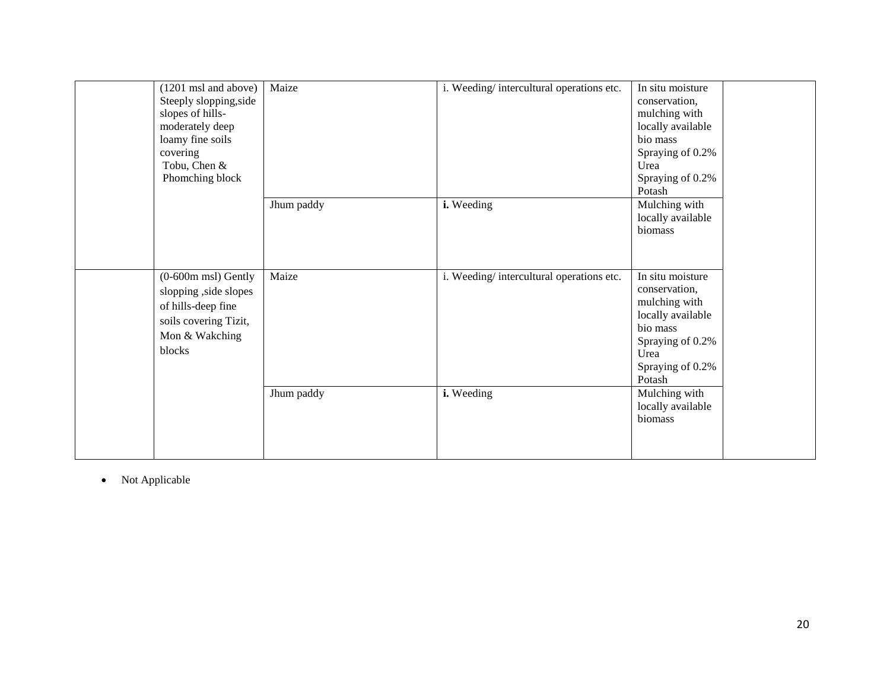| | | | | | |
|---|---|---|---|---|---|
| | (1201 msl and above) Steeply slopping,side slopes of hills- moderately deep loamy fine soils covering Tobu, Chen & Phomching block | Maize | i. Weeding/ intercultural operations etc. | In situ moisture conservation, mulching with locally available bio mass Spraying of 0.2% Urea Spraying of 0.2% Potash | |
| | | Jhum paddy | **i.** Weeding | Mulching with locally available biomass | |
| | (0-600m msl) Gently slopping ,side slopes of hills-deep fine soils covering Tizit, Mon & Wakching blocks | Maize | i. Weeding/ intercultural operations etc. | In situ moisture conservation, mulching with locally available bio mass Spraying of 0.2% Urea Spraying of 0.2% Potash | |
| | | Jhum paddy | **i.** Weeding | Mulching with locally available biomass | |

- Not Applicable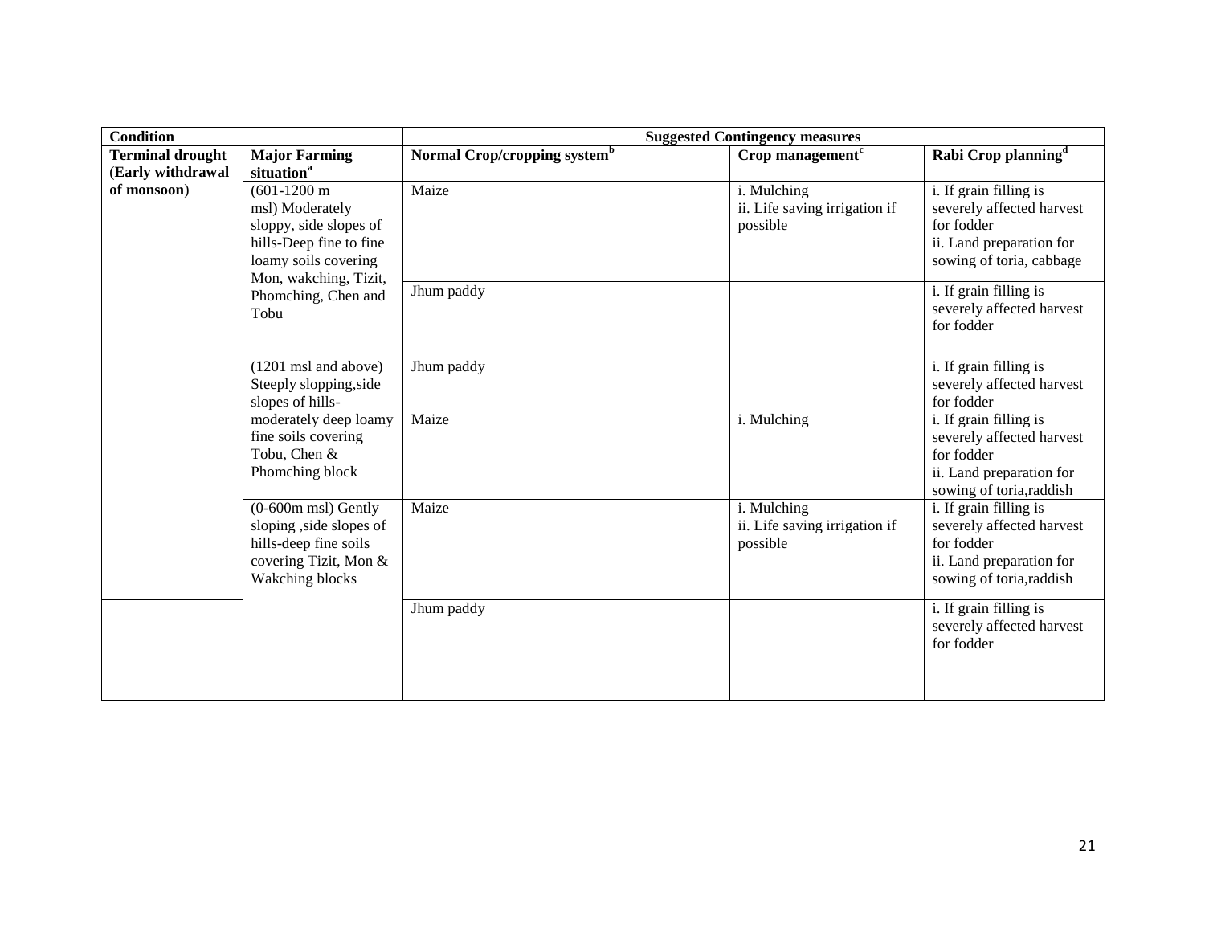| Condition | | Suggested Contingency measures | | |
|---|---|---|---|---|
| **Terminal drought (Early withdrawal of monsoon)** | **Major Farming situation[a]** | **Normal Crop/cropping system[b]** | **Crop management[c]** | **Rabi Crop planning[d]** |
| | (601-1200 m msl) Moderately sloppy, side slopes of hills-Deep fine to fine loamy soils covering Mon, wakching, Tizit, Phomching, Chen and Tobu | Maize | i. Mulching<br>ii. Life saving irrigation if possible | i. If grain filling is severely affected harvest for fodder<br>ii. Land preparation for sowing of toria, cabbage |
| | | Jhum paddy | | i. If grain filling is severely affected harvest for fodder |
| | (1201 msl and above) Steeply slopping,side slopes of hills-moderately deep loamy fine soils covering Tobu, Chen & Phomching block | Jhum paddy | | i. If grain filling is severely affected harvest for fodder |
| | | Maize | i. Mulching | i. If grain filling is severely affected harvest for fodder<br>ii. Land preparation for sowing of toria,raddish |
| | (0-600m msl) Gently sloping ,side slopes of hills-deep fine soils covering Tizit, Mon & Wakching blocks | Maize | i. Mulching<br>ii. Life saving irrigation if possible | i. If grain filling is severely affected harvest for fodder<br>ii. Land preparation for sowing of toria,raddish |
| | | Jhum paddy | | i. If grain filling is severely affected harvest for fodder |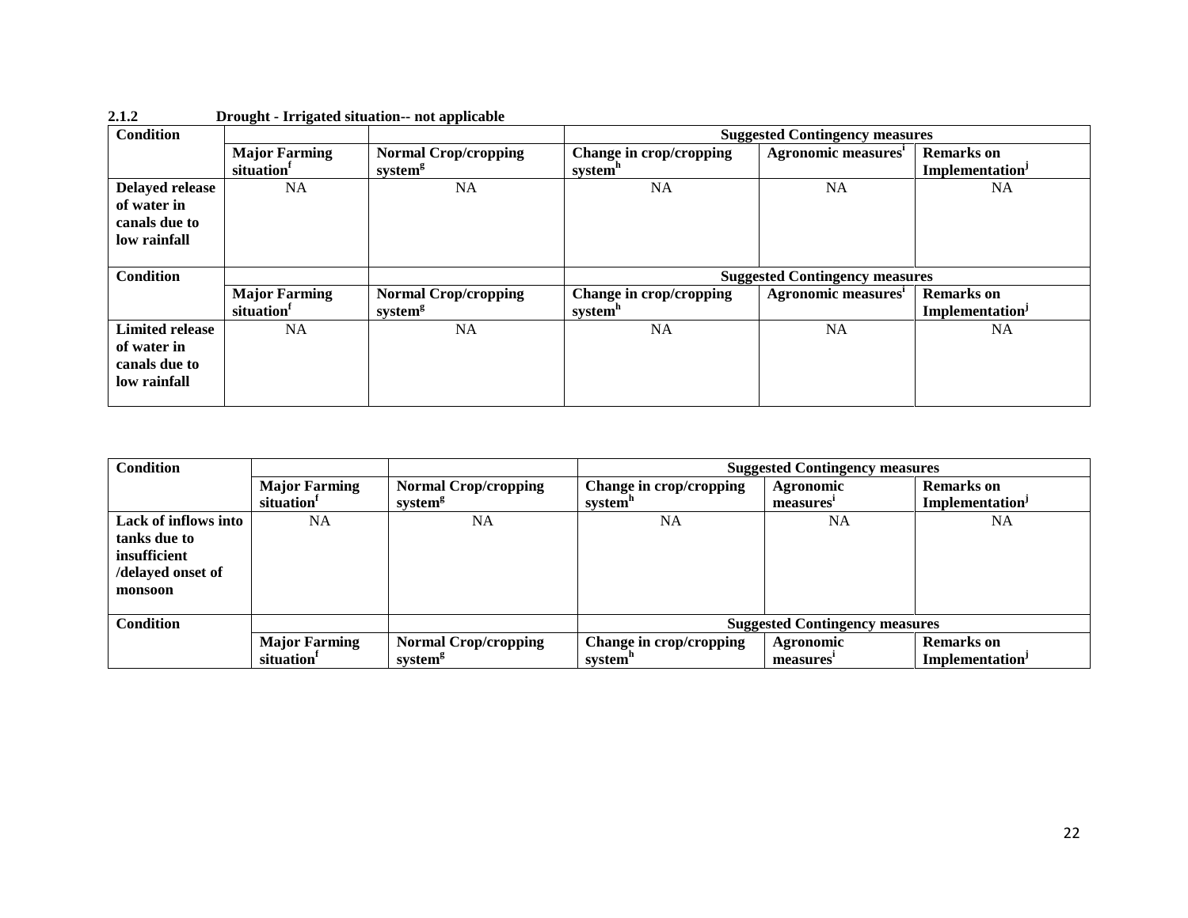**2.1.2 Drought - Irrigated situation-- not applicable**

| Condition | | | Suggested Contingency measures | | |
|---|---|---|---|---|---|
| | Major Farming situation[f] | Normal Crop/cropping system[g] | Change in crop/cropping system[h] | Agronomic measures[i] | Remarks on Implementation[j] |
| Delayed release of water in canals due to low rainfall | NA | NA | NA | NA | NA |

| Condition | | | Suggested Contingency measures | | |
|---|---|---|---|---|---|
| | Major Farming situation[f] | Normal Crop/cropping system[g] | Change in crop/cropping system[h] | Agronomic measures[i] | Remarks on Implementation[j] |
| Limited release of water in canals due to low rainfall | NA | NA | NA | NA | NA |

| Condition | | | Suggested Contingency measures | | |
|---|---|---|---|---|---|
| | Major Farming situation[f] | Normal Crop/cropping system[g] | Change in crop/cropping system[h] | Agronomic measures[i] | Remarks on Implementation[j] |
| Lack of inflows into tanks due to insufficient /delayed onset of monsoon | NA | NA | NA | NA | NA |

| Condition | | | Suggested Contingency measures | | |
|---|---|---|---|---|---|
| | Major Farming situation[f] | Normal Crop/cropping system[g] | Change in crop/cropping system[h] | Agronomic measures[i] | Remarks on Implementation[j] |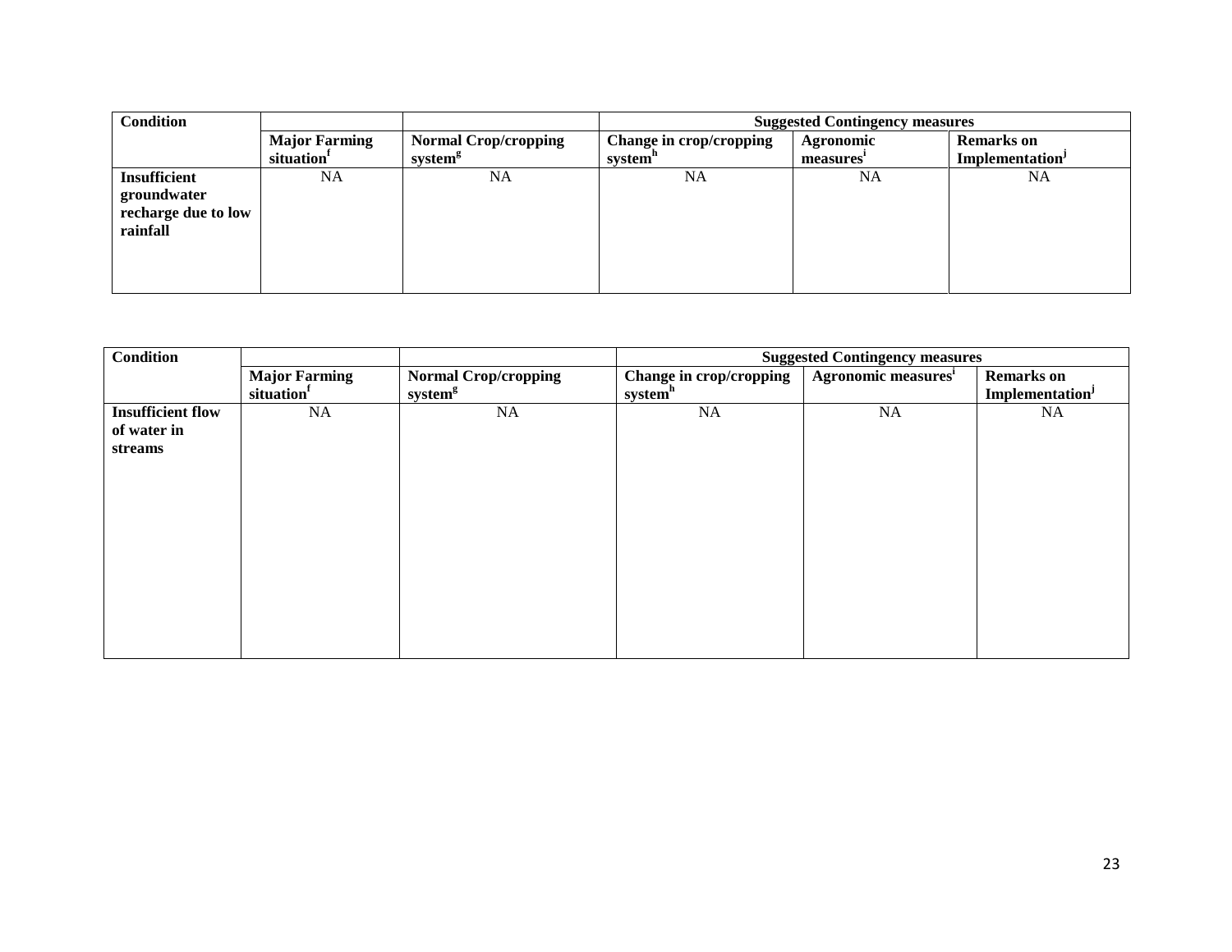| Condition | | | Suggested Contingency measures | | |
|---|---|---|---|---|---|
| | **Major Farming situation**[f] | **Normal Crop/cropping system**[g] | **Change in crop/cropping system**[h] | **Agronomic measures**[i] | **Remarks on Implementation**[j] |
| **Insufficient groundwater recharge due to low rainfall** | NA | NA | NA | NA | NA |

| Condition | | | Suggested Contingency measures | | |
|---|---|---|---|---|---|
| | **Major Farming situation**[f] | **Normal Crop/cropping system**[g] | **Change in crop/cropping system**[h] | **Agronomic measures**[i] | **Remarks on Implementation**[j] |
| **Insufficient flow of water in streams** | NA | NA | NA | NA | NA |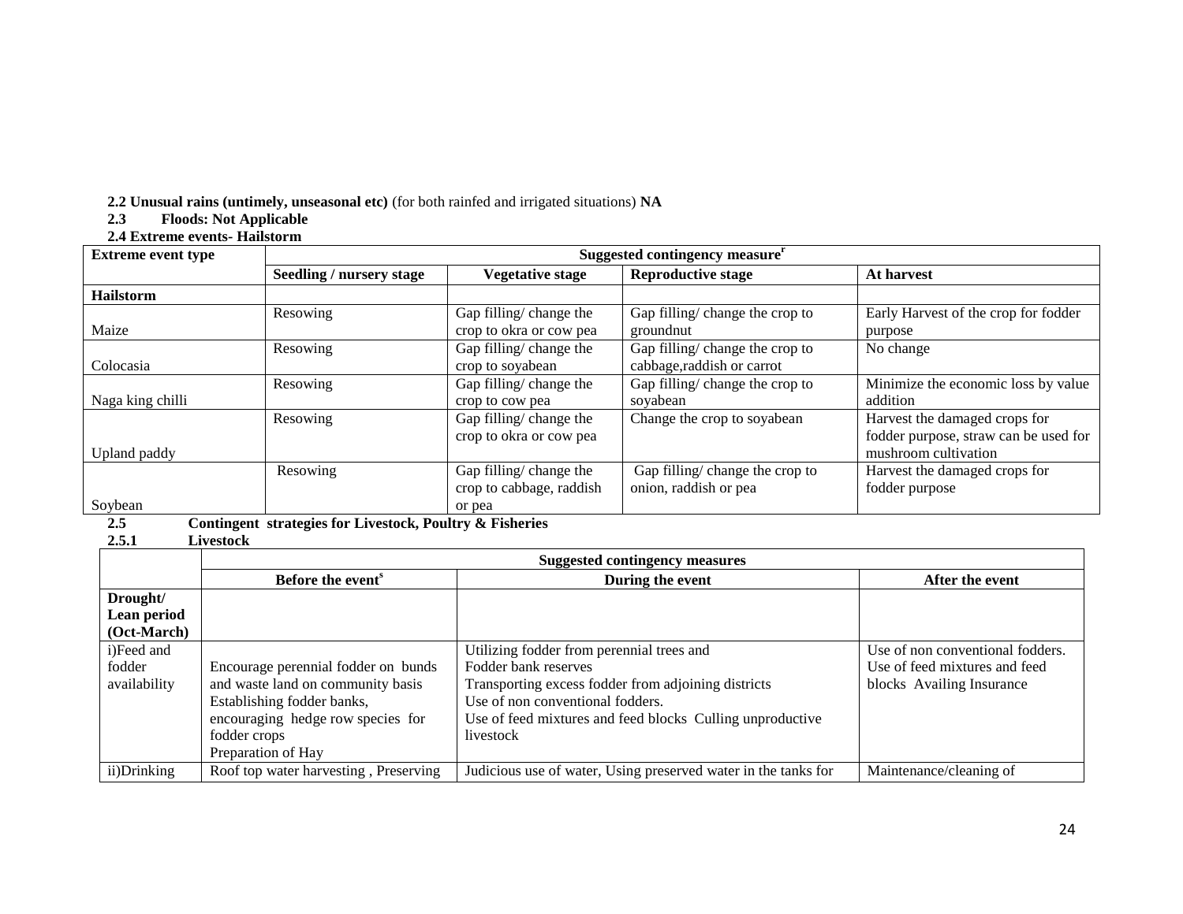**2.2 Unusual rains (untimely, unseasonal etc)** (for both rainfed and irrigated situations) **NA**

**2.3 Floods: Not Applicable**

**2.4 Extreme events- Hailstorm**

| **Extreme event type** | **Suggested contingency measure[r]** | | | |
|---|---|---|---|---|
| | **Seedling / nursery stage** | **Vegetative stage** | **Reproductive stage** | **At harvest** |
| **Hailstorm** | | | | |
| Maize | Resowing | Gap filling/ change the crop to okra or cow pea | Gap filling/ change the crop to groundnut | Early Harvest of the crop for fodder purpose |
| Colocasia | Resowing | Gap filling/ change the crop to soyabean | Gap filling/ change the crop to cabbage,raddish or carrot | No change |
| Naga king chilli | Resowing | Gap filling/ change the crop to cow pea | Gap filling/ change the crop to soyabean | Minimize the economic loss by value addition |
| Upland paddy | Resowing | Gap filling/ change the crop to okra or cow pea | Change the crop to soyabean | Harvest the damaged crops for fodder purpose, straw can be used for mushroom cultivation |
| Soybean | Resowing | Gap filling/ change the crop to cabbage, raddish or pea | Gap filling/ change the crop to onion, raddish or pea | Harvest the damaged crops for fodder purpose |

**2.5 Contingent strategies for Livestock, Poultry & Fisheries**

**2.5.1 Livestock**

| | **Suggested contingency measures** | | |
|---|---|---|---|
| | **Before the event[s]** | **During the event** | **After the event** |
| **Drought/ Lean period (Oct-March)** | | | |
| i)Feed and fodder availability | Encourage perennial fodder on bunds and waste land on community basis Establishing fodder banks, encouraging hedge row species for fodder crops Preparation of Hay | Utilizing fodder from perennial trees and Fodder bank reserves Transporting excess fodder from adjoining districts Use of non conventional fodders. Use of feed mixtures and feed blocks Culling unproductive livestock | Use of non conventional fodders. Use of feed mixtures and feed blocks Availing Insurance |
| ii)Drinking | Roof top water harvesting , Preserving | Judicious use of water, Using preserved water in the tanks for | Maintenance/cleaning of |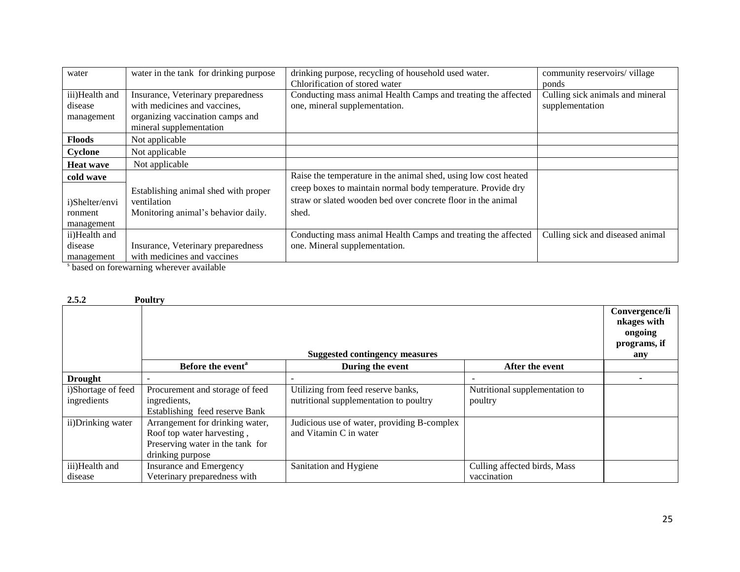| | | | |
|---|---|---|---|
| water | water in the tank for drinking purpose | drinking purpose, recycling of household used water. Chlorification of stored water | community reservoirs/ village ponds |
| iii)Health and disease management | Insurance, Veterinary preparedness with medicines and vaccines, organizing vaccination camps and mineral supplementation | Conducting mass animal Health Camps and treating the affected one, mineral supplementation. | Culling sick animals and mineral supplementation |
| **Floods** | Not applicable | | |
| **Cyclone** | Not applicable | | |
| **Heat wave** | Not applicable | | |
| **cold wave** | | | |
| i)Shelter/environment management | Establishing animal shed with proper ventilation<br>Monitoring animal's behavior daily. | Raise the temperature in the animal shed, using low cost heated creep boxes to maintain normal body temperature. Provide dry straw or slated wooden bed over concrete floor in the animal shed. | |
| ii)Health and disease management | Insurance, Veterinary preparedness with medicines and vaccines | Conducting mass animal Health Camps and treating the affected one. Mineral supplementation. | Culling sick and diseased animal |

[s] based on forewarning wherever available

**2.5.2 Poultry**

| | Suggested contingency measures | | | Convergence/linkages with ongoing programs, if any |
|---|---|---|---|---|
| | **Before the event[a]** | **During the event** | **After the event** | |
| **Drought** | - | - | - | - |
| i)Shortage of feed ingredients | Procurement and storage of feed ingredients,<br>Establishing feed reserve Bank | Utilizing from feed reserve banks, nutritional supplementation to poultry | Nutritional supplementation to poultry | |
| ii)Drinking water | Arrangement for drinking water, Roof top water harvesting , Preserving water in the tank for drinking purpose | Judicious use of water, providing B-complex and Vitamin C in water | | |
| iii)Health and disease | Insurance and Emergency Veterinary preparedness with | Sanitation and Hygiene | Culling affected birds, Mass vaccination | |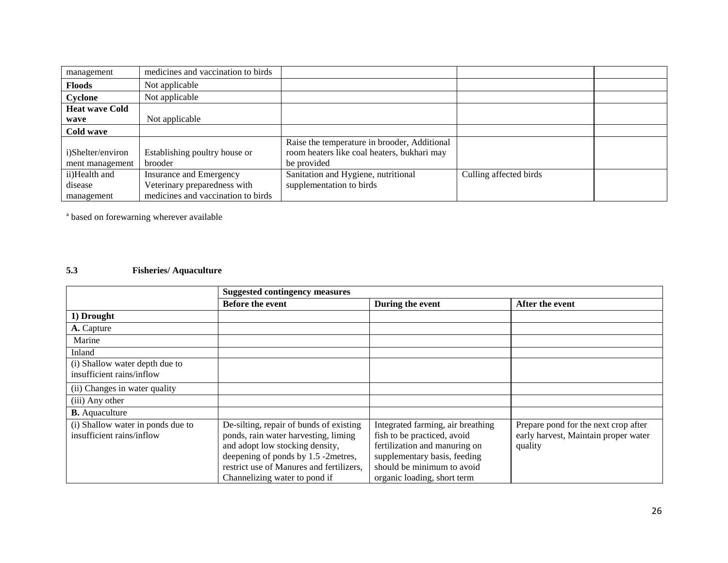| management | medicines and vaccination to birds | | | |
|---|---|---|---|---|
| **Floods** | Not applicable | | | |
| **Cyclone** | Not applicable | | | |
| **Heat wave Cold wave** | Not applicable | | | |
| **Cold wave** | | | | |
| i)Shelter/environ ment management | Establishing poultry house or brooder | Raise the temperature in brooder, Additional room heaters like coal heaters, bukhari may be provided | | |
| ii)Health and disease management | Insurance and Emergency Veterinary preparedness with medicines and vaccination to birds | Sanitation and Hygiene, nutritional supplementation to birds | Culling affected birds | |

[a] based on forewarning wherever available

### 5.3 Fisheries/ Aquaculture

| | Suggested contingency measures | | |
|---|---|---|---|
| | **Before the event** | **During the event** | **After the event** |
| **1) Drought** | | | |
| **A.** Capture | | | |
| Marine | | | |
| Inland | | | |
| (i) Shallow water depth due to insufficient rains/inflow | | | |
| (ii) Changes in water quality | | | |
| (iii) Any other | | | |
| **B.** Aquaculture | | | |
| (i) Shallow water in ponds due to insufficient rains/inflow | De-silting, repair of bunds of existing ponds, rain water harvesting, liming and adopt low stocking density, deepening of ponds by 1.5 -2metres, restrict use of Manures and fertilizers, Channelizing water to pond if | Integrated farming, air breathing fish to be practiced, avoid fertilization and manuring on supplementary basis, feeding should be minimum to avoid organic loading, short term | Prepare pond for the next crop after early harvest, Maintain proper water quality |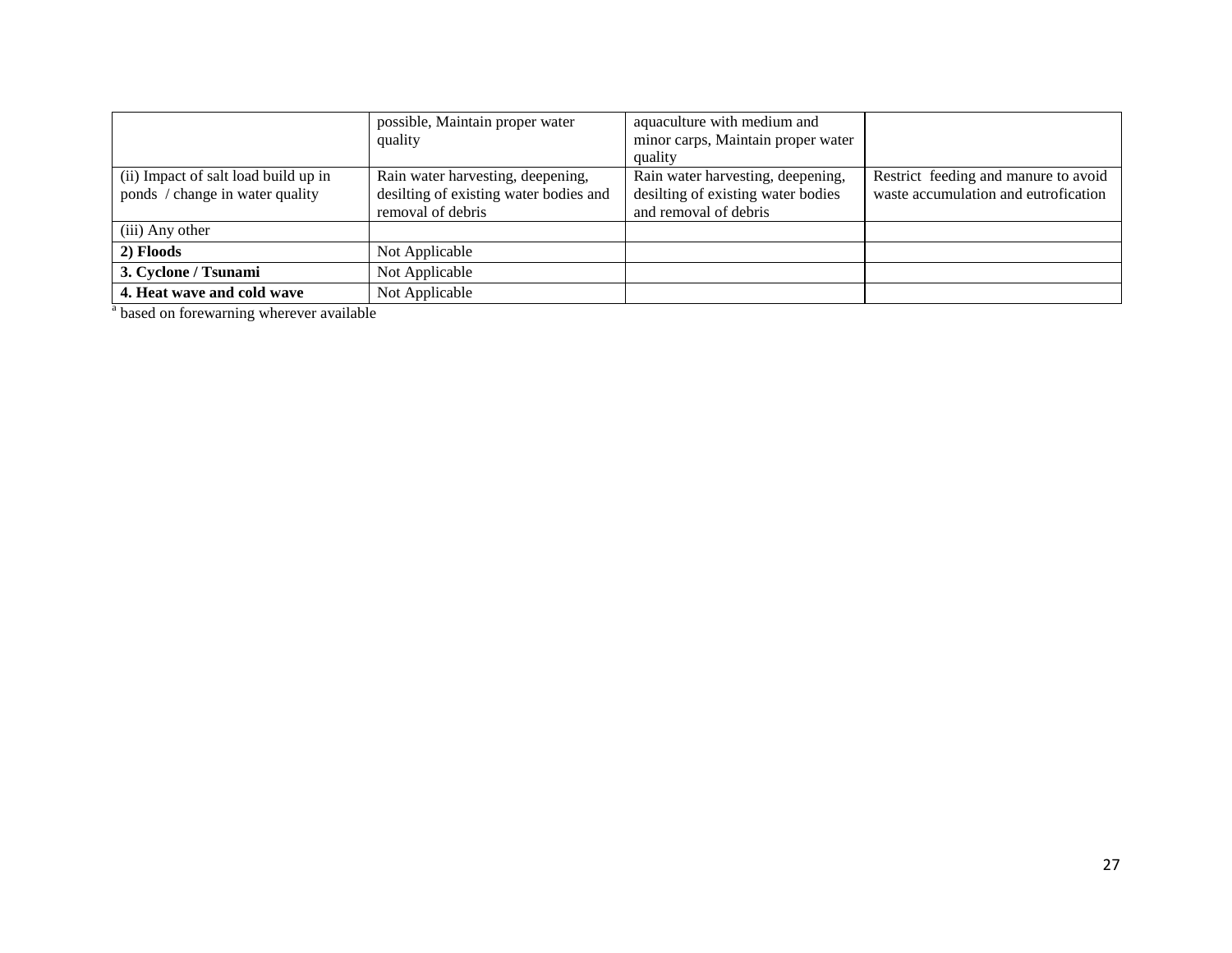| | | | |
|---|---|---|---|
| | possible, Maintain proper water quality | aquaculture with medium and minor carps, Maintain proper water quality | |
| (ii) Impact of salt load build up in ponds / change in water quality | Rain water harvesting, deepening, desilting of existing water bodies and removal of debris | Rain water harvesting, deepening, desilting of existing water bodies and removal of debris | Restrict feeding and manure to avoid waste accumulation and eutrofication |
| (iii) Any other | | | |
| **2) Floods** | Not Applicable | | |
| **3. Cyclone / Tsunami** | Not Applicable | | |
| **4. Heat wave and cold wave** | Not Applicable | | |

[a] based on forewarning wherever available